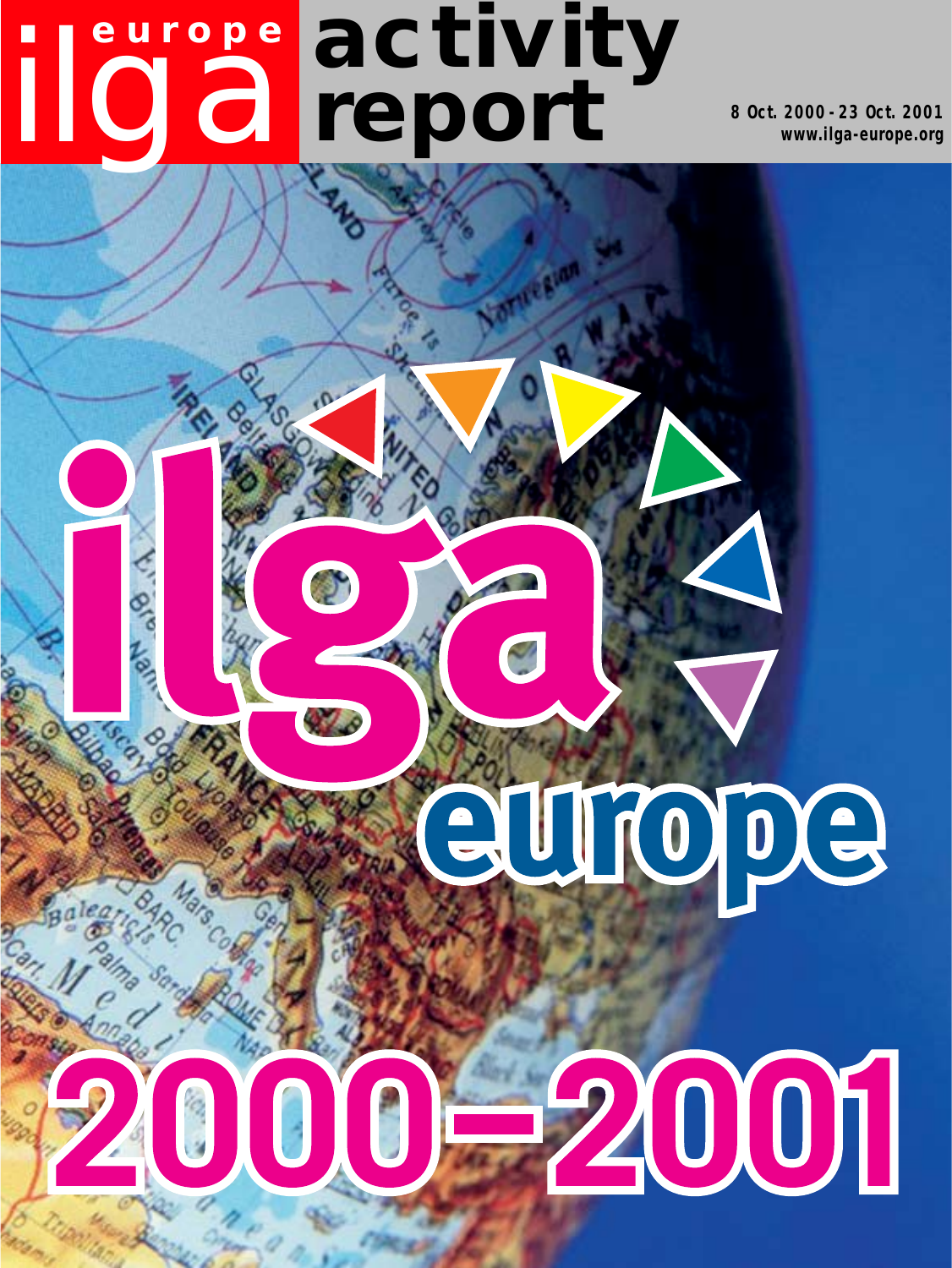ilga europe

# activity report

**8 Oct. 2000 - 23 Oct. 2001**
**www.ilga-europe.org**

# ilga europe

# 2000–2001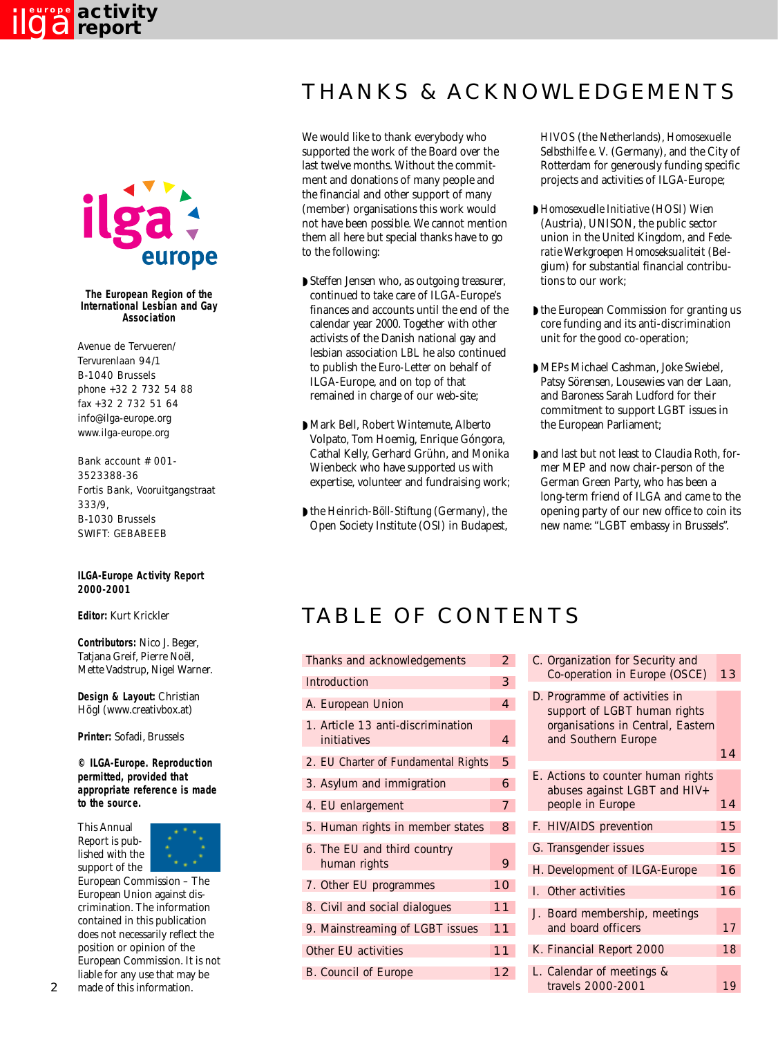The European Region of the International Lesbian and Gay Association

Avenue de Tervueren/
Tervurenlaan 94/1
B-1040 Brussels
phone +32 2 732 54 88
fax +32 2 732 51 64
info@ilga-europe.org
www.ilga-europe.org

Bank account # 001-3523388-36
Fortis Bank, Vooruitgangstraat 333/9,
B-1030 Brussels
SWIFT: GEBABEEB

**ILGA-Europe Activity Report 2000-2001**

**Editor:** Kurt Krickler

**Contributors:** Nico J. Beger, Tatjana Greif, Pierre Noël, Mette Vadstrup, Nigel Warner.

**Design & Layout:** Christian Högl (www.creativbox.at)

**Printer:** Sofadi, Brussels

**© ILGA-Europe. Reproduction permitted, provided that appropriate reference is made to the source.**

This Annual Report is published with the support of the European Commission – The European Union against discrimination. The information contained in this publication does not necessarily reflect the position or opinion of the European Commission. It is not liable for any use that may be made of this information.

# THANKS & ACKNOWLEDGEMENTS

We would like to thank everybody who supported the work of the Board over the last twelve months. Without the commitment and donations of many people and the financial and other support of many (member) organisations this work would not have been possible. We cannot mention them all here but special thanks have to go to the following:

- Steffen Jensen who, as outgoing treasurer, continued to take care of ILGA-Europe's finances and accounts until the end of the calendar year 2000. Together with other activists of the Danish national gay and lesbian association LBL he also continued to publish the Euro-Letter on behalf of ILGA-Europe, and on top of that remained in charge of our web-site;
- Mark Bell, Robert Wintemute, Alberto Volpato, Tom Hoemig, Enrique Góngora, Cathal Kelly, Gerhard Grühn, and Monika Wienbeck who have supported us with expertise, volunteer and fundraising work;
- the Heinrich-Böll-Stiftung (Germany), the Open Society Institute (OSI) in Budapest, HIVOS (the Netherlands), Homosexuelle Selbsthilfe e. V. (Germany), and the City of Rotterdam for generously funding specific projects and activities of ILGA-Europe;
- Homosexuelle Initiative (HOSI) Wien (Austria), UNISON, the public sector union in the United Kingdom, and Federatie Werkgroepen Homoseksualiteit (Belgium) for substantial financial contributions to our work;
- the European Commission for granting us core funding and its anti-discrimination unit for the good co-operation;
- MEPs Michael Cashman, Joke Swiebel, Patsy Sörensen, Lousewies van der Laan, and Baroness Sarah Ludford for their commitment to support LGBT issues in the European Parliament;
- and last but not least to Claudia Roth, former MEP and now chair-person of the German Green Party, who has been a long-term friend of ILGA and came to the opening party of our new office to coin its new name: "LGBT embassy in Brussels".

# TABLE OF CONTENTS

| Section | Page |
|---|---|
| Thanks and acknowledgements | 2 |
| Introduction | 3 |
| A. European Union | 4 |
| 1. Article 13 anti-discrimination initiatives | 4 |
| 2. EU Charter of Fundamental Rights | 5 |
| 3. Asylum and immigration | 6 |
| 4. EU enlargement | 7 |
| 5. Human rights in member states | 8 |
| 6. The EU and third country human rights | 9 |
| 7. Other EU programmes | 10 |
| 8. Civil and social dialogues | 11 |
| 9. Mainstreaming of LGBT issues | 11 |
| Other EU activities | 11 |
| B. Council of Europe | 12 |
| C. Organization for Security and Co-operation in Europe (OSCE) | 13 |
| D. Programme of activities in support of LGBT human rights organisations in Central, Eastern and Southern Europe | 14 |
| E. Actions to counter human rights abuses against LGBT and HIV+ people in Europe | 14 |
| F. HIV/AIDS prevention | 15 |
| G. Transgender issues | 15 |
| H. Development of ILGA-Europe | 16 |
| I. Other activities | 16 |
| J. Board membership, meetings and board officers | 17 |
| K. Financial Report 2000 | 18 |
| L. Calendar of meetings & travels 2000-2001 | 19 |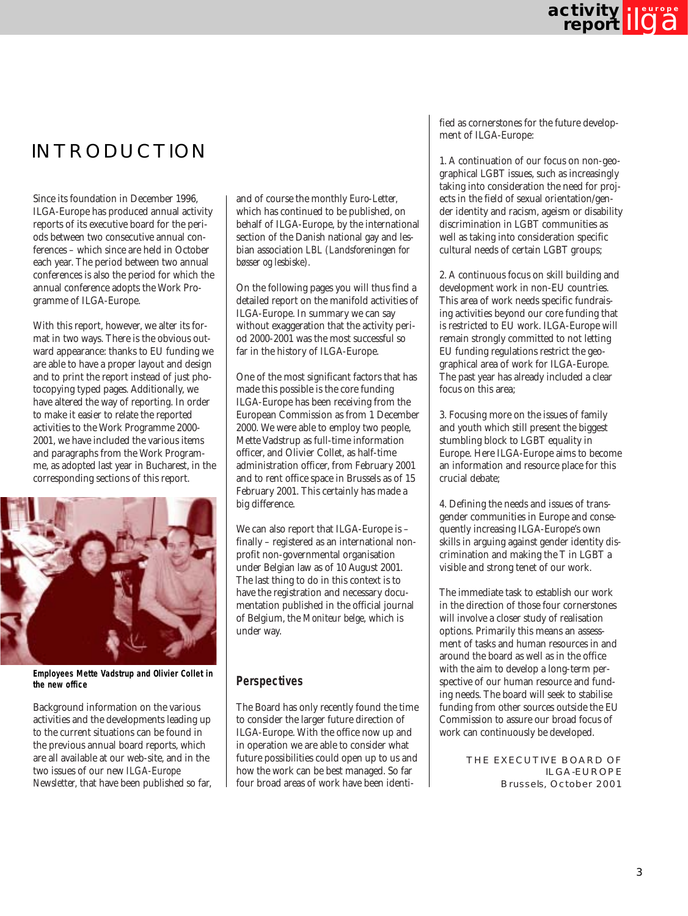# INTRODUCTION

Since its foundation in December 1996, ILGA-Europe has produced annual activity reports of its executive board for the periods between two consecutive annual conferences – which since are held in October each year. The period between two annual conferences is also the period for which the annual conference adopts the Work Programme of ILGA-Europe.

With this report, however, we alter its format in two ways. There is the obvious outward appearance: thanks to EU funding we are able to have a proper layout and design and to print the report instead of just photocopying typed pages. Additionally, we have altered the way of reporting. In order to make it easier to relate the reported activities to the Work Programme 2000-2001, we have included the various items and paragraphs from the Work Programme, as adopted last year in Bucharest, in the corresponding sections of this report.

**Employees Mette Vadstrup and Olivier Collet in the new office**

Background information on the various activities and the developments leading up to the current situations can be found in the previous annual board reports, which are all available at our web-site, and in the two issues of our new *ILGA-Europe Newsletter*, that have been published so far, and of course the monthly *Euro-Letter*, which has continued to be published, on behalf of ILGA-Europe, by the international section of the Danish national gay and lesbian association LBL (*Landsforeningen for bøsser og lesbiske*).

On the following pages you will thus find a detailed report on the manifold activities of ILGA-Europe. In summary we can say without exaggeration that the activity period 2000-2001 was the most successful so far in the history of ILGA-Europe.

One of the most significant factors that has made this possible is the core funding ILGA-Europe has been receiving from the European Commission as from 1 December 2000. We were able to employ two people, Mette Vadstrup as full-time information officer, and Olivier Collet, as half-time administration officer, from February 2001 and to rent office space in Brussels as of 15 February 2001. This certainly has made a big difference.

We can also report that ILGA-Europe is – finally – registered as an international non-profit non-governmental organisation under Belgian law as of 10 August 2001. The last thing to do in this context is to have the registration and necessary documentation published in the official journal of Belgium, the *Moniteur belge*, which is under way.

## Perspectives

The Board has only recently found the time to consider the larger future direction of ILGA-Europe. With the office now up and in operation we are able to consider what future possibilities could open up to us and how the work can be best managed. So far four broad areas of work have been identified as cornerstones for the future development of ILGA-Europe:

1. A continuation of our focus on non-geographical LGBT issues, such as increasingly taking into consideration the need for projects in the field of sexual orientation/gender identity and racism, ageism or disability discrimination in LGBT communities as well as taking into consideration specific cultural needs of certain LGBT groups;

2. A continuous focus on skill building and development work in non-EU countries. This area of work needs specific fundraising activities beyond our core funding that is restricted to EU work. ILGA-Europe will remain strongly committed to not letting EU funding regulations restrict the geographical area of work for ILGA-Europe. The past year has already included a clear focus on this area;

3. Focusing more on the issues of family and youth which still present the biggest stumbling block to LGBT equality in Europe. Here ILGA-Europe aims to become an information and resource place for this crucial debate;

4. Defining the needs and issues of transgender communities in Europe and consequently increasing ILGA-Europe's own skills in arguing against gender identity discrimination and making the T in LGBT a visible and strong tenet of our work.

The immediate task to establish our work in the direction of those four cornerstones will involve a closer study of realisation options. Primarily this means an assessment of tasks and human resources in and around the board as well as in the office with the aim to develop a long-term perspective of our human resource and funding needs. The board will seek to stabilise funding from other sources outside the EU Commission to assure our broad focus of work can continuously be developed.

THE EXECUTIVE BOARD OF ILGA-EUROPE
Brussels, October 2001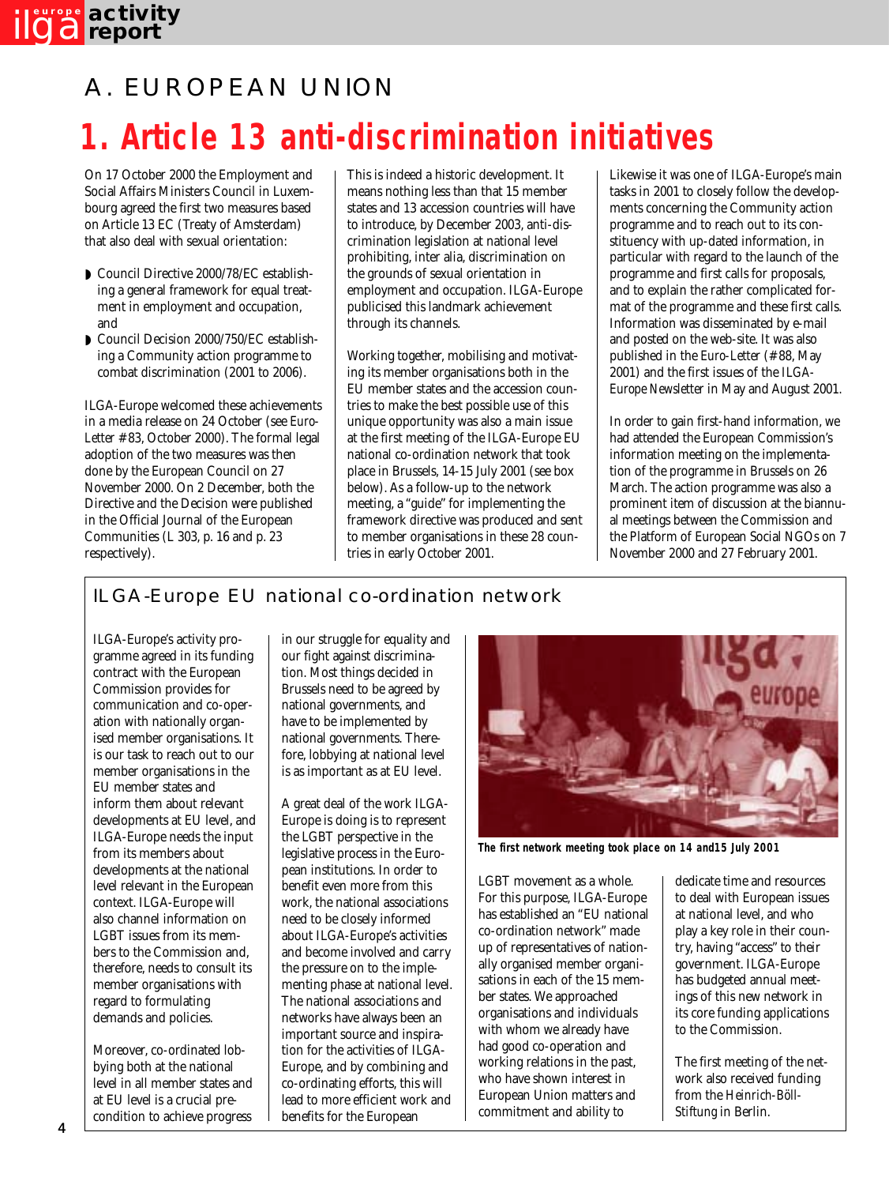# A. EUROPEAN UNION

## 1. Article 13 anti-discrimination initiatives

On 17 October 2000 the Employment and Social Affairs Ministers Council in Luxembourg agreed the first two measures based on Article 13 EC (Treaty of Amsterdam) that also deal with sexual orientation:

- Council Directive 2000/78/EC establishing a general framework for equal treatment in employment and occupation, and
- Council Decision 2000/750/EC establishing a Community action programme to combat discrimination (2001 to 2006).

ILGA-Europe welcomed these achievements in a media release on 24 October (see Euro-Letter #83, October 2000). The formal legal adoption of the two measures was then done by the European Council on 27 November 2000. On 2 December, both the Directive and the Decision were published in the Official Journal of the European Communities (L 303, p. 16 and p. 23 respectively).

This is indeed a historic development. It means nothing less than that 15 member states and 13 accession countries will have to introduce, by December 2003, anti-discrimination legislation at national level prohibiting, inter alia, discrimination on the grounds of sexual orientation in employment and occupation. ILGA-Europe publicised this landmark achievement through its channels.

Working together, mobilising and motivating its member organisations both in the EU member states and the accession countries to make the best possible use of this unique opportunity was also a main issue at the first meeting of the ILGA-Europe EU national co-ordination network that took place in Brussels, 14-15 July 2001 (see box below). As a follow-up to the network meeting, a "guide" for implementing the framework directive was produced and sent to member organisations in these 28 countries in early October 2001.

Likewise it was one of ILGA-Europe's main tasks in 2001 to closely follow the developments concerning the Community action programme and to reach out to its constituency with up-dated information, in particular with regard to the launch of the programme and first calls for proposals, and to explain the rather complicated format of the programme and these first calls. Information was disseminated by e-mail and posted on the web-site. It was also published in the *Euro-Letter* (#88, May 2001) and the first issues of the *ILGA-Europe Newsletter* in May and August 2001.

In order to gain first-hand information, we had attended the European Commission's information meeting on the implementation of the programme in Brussels on 26 March. The action programme was also a prominent item of discussion at the biannual meetings between the Commission and the Platform of European Social NGOs on 7 November 2000 and 27 February 2001.

### ILGA-Europe EU national co-ordination network

ILGA-Europe's activity programme agreed in its funding contract with the European Commission provides for communication and co-operation with nationally organised member organisations. It is our task to reach out to our member organisations in the EU member states and inform them about relevant developments at EU level, and ILGA-Europe needs the input from its members about developments at the national level relevant in the European context. ILGA-Europe will also channel information on LGBT issues from its members to the Commission and, therefore, needs to consult its member organisations with regard to formulating demands and policies.

Moreover, co-ordinated lobbying both at the national level in all member states and at EU level is a crucial precondition to achieve progress in our struggle for equality and our fight against discrimination. Most things decided in Brussels need to be agreed by national governments, and have to be implemented by national governments. Therefore, lobbying at national level is as important as at EU level.

A great deal of the work ILGA-Europe is doing is to represent the LGBT perspective in the legislative process in the European institutions. In order to benefit even more from this work, the national associations need to be closely informed about ILGA-Europe's activities and become involved and carry the pressure on to the implementing phase at national level. The national associations and networks have always been an important source and inspiration for the activities of ILGA-Europe, and by combining and co-ordinating efforts, this will lead to more efficient work and benefits for the European LGBT movement as a whole. For this purpose, ILGA-Europe has established an "EU national co-ordination network" made up of representatives of nationally organised member organisations in each of the 15 member states. We approached organisations and individuals with whom we already have had good co-operation and working relations in the past, who have shown interest in European Union matters and commitment and ability to dedicate time and resources to deal with European issues at national level, and who play a key role in their country, having "access" to their government. ILGA-Europe has budgeted annual meetings of this new network in its core funding applications to the Commission.

**The first network meeting took place on 14 and15 July 2001**

The first meeting of the network also received funding from the *Heinrich-Böll-Stiftung* in Berlin.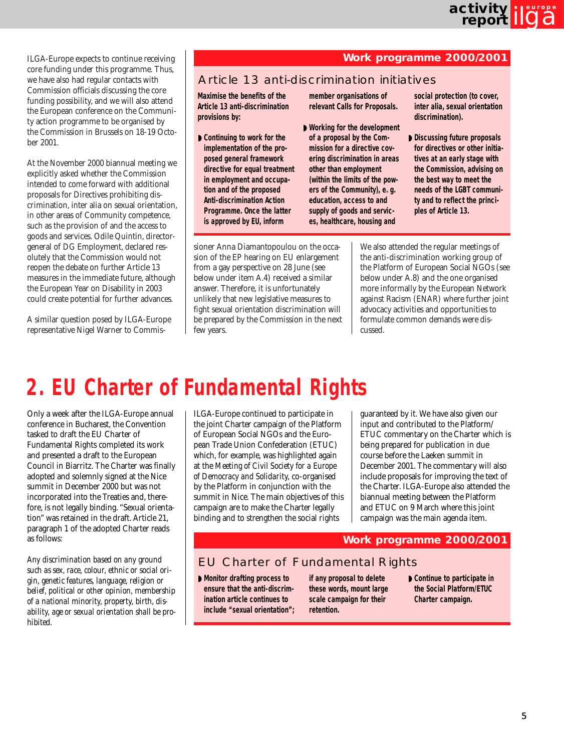ILGA-Europe expects to continue receiving core funding under this programme. Thus, we have also had regular contacts with Commission officials discussing the core funding possibility, and we will also attend the European conference on the Community action programme to be organised by the Commission in Brussels on 18-19 October 2001.

At the November 2000 biannual meeting we explicitly asked whether the Commission intended to come forward with additional proposals for Directives prohibiting discrimination, inter alia on sexual orientation, in other areas of Community competence, such as the provision of and the access to goods and services. Odile Quintin, director-general of DG Employment, declared resolutely that the Commission would not reopen the debate on further Article 13 measures in the immediate future, although the European Year on Disability in 2003 could create potential for further advances.

A similar question posed by ILGA-Europe representative Nigel Warner to Commissioner Anna Diamantopoulou on the occasion of the EP hearing on EU enlargement from a gay perspective on 28 June (see below under item A.4) received a similar answer. Therefore, it is unfortunately unlikely that new legislative measures to fight sexual orientation discrimination will be prepared by the Commission in the next few years.

We also attended the regular meetings of the anti-discrimination working group of the Platform of European Social NGOs (see below under A.8) and the one organised more informally by the European Network against Racism (ENAR) where further joint advocacy activities and opportunities to formulate common demands were discussed.

**Work programme 2000/2001**

### Article 13 anti-discrimination initiatives

**Maximise the benefits of the Article 13 anti-discrimination provisions by:**

- **Continuing to work for the implementation of the proposed general framework directive for equal treatment in employment and occupation and of the proposed Anti-discrimination Action Programme. Once the latter is approved by EU, inform member organisations of relevant Calls for Proposals.**
- **Working for the development of a proposal by the Commission for a directive covering discrimination in areas other than employment (within the limits of the powers of the Community), e. g. education, access to and supply of goods and services, healthcare, housing and social protection (to cover, inter alia, sexual orientation discrimination).**
- **Discussing future proposals for directives or other initiatives at an early stage with the Commission, advising on the best way to meet the needs of the LGBT community and to reflect the principles of Article 13.**

# 2. EU Charter of Fundamental Rights

Only a week after the ILGA-Europe annual conference in Bucharest, the Convention tasked to draft the EU Charter of Fundamental Rights completed its work and presented a draft to the European Council in Biarritz. The Charter was finally adopted and solemnly signed at the Nice summit in December 2000 but was not incorporated into the Treaties and, therefore, is not legally binding. "Sexual orientation" was retained in the draft. Article 21, paragraph 1 of the adopted Charter reads as follows:

*Any discrimination based on any ground such as sex, race, colour, ethnic or social origin, genetic features, language, religion or belief, political or other opinion, membership of a national minority, property, birth, disability, age or sexual orientation shall be prohibited.*

ILGA-Europe continued to participate in the joint Charter campaign of the Platform of European Social NGOs and the European Trade Union Confederation (ETUC) which, for example, was highlighted again at the *Meeting of Civil Society for a Europe of Democracy and Solidarity*, co-organised by the Platform in conjunction with the summit in Nice. The main objectives of this campaign are to make the Charter legally binding and to strengthen the social rights guaranteed by it. We have also given our input and contributed to the Platform/ETUC commentary on the Charter which is being prepared for publication in due course before the Laeken summit in December 2001. The commentary will also include proposals for improving the text of the Charter. ILGA-Europe also attended the biannual meeting between the Platform and ETUC on 9 March where this joint campaign was the main agenda item.

**Work programme 2000/2001**

### EU Charter of Fundamental Rights

- **Monitor drafting process to ensure that the anti-discrimination article continues to include "sexual orientation"; if any proposal to delete these words, mount large scale campaign for their retention.**
- **Continue to participate in the Social Platform/ETUC Charter campaign.**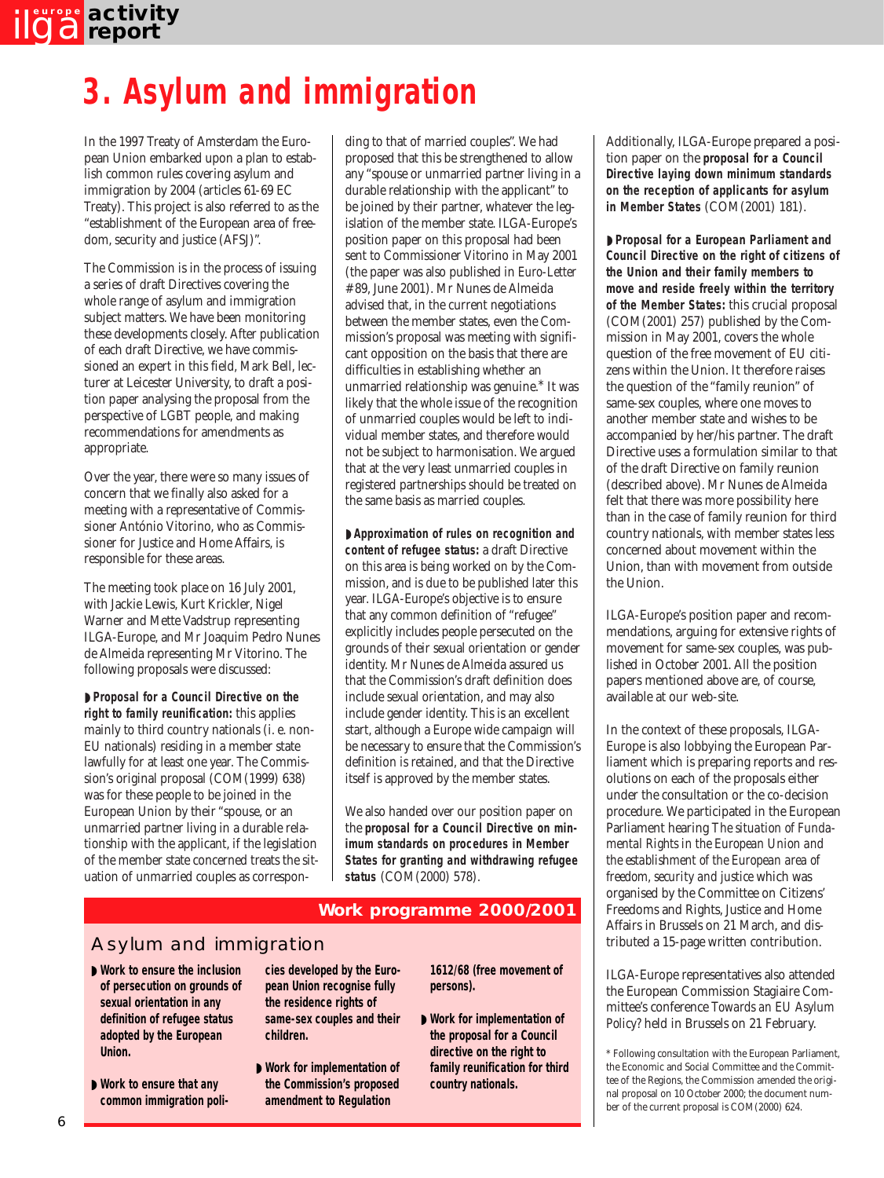# 3. Asylum and immigration

In the 1997 Treaty of Amsterdam the European Union embarked upon a plan to establish common rules covering asylum and immigration by 2004 (articles 61-69 EC Treaty). This project is also referred to as the "establishment of the European area of freedom, security and justice (AFSJ)".

The Commission is in the process of issuing a series of draft Directives covering the whole range of asylum and immigration subject matters. We have been monitoring these developments closely. After publication of each draft Directive, we have commissioned an expert in this field, Mark Bell, lecturer at Leicester University, to draft a position paper analysing the proposal from the perspective of LGBT people, and making recommendations for amendments as appropriate.

Over the year, there were so many issues of concern that we finally also asked for a meeting with a representative of Commissioner António Vitorino, who as Commissioner for Justice and Home Affairs, is responsible for these areas.

The meeting took place on 16 July 2001, with Jackie Lewis, Kurt Krickler, Nigel Warner and Mette Vadstrup representing ILGA-Europe, and Mr Joaquim Pedro Nunes de Almeida representing Mr Vitorino. The following proposals were discussed:

- **Proposal for a Council Directive on the right to family reunification:** this applies mainly to third country nationals (i. e. non-EU nationals) residing in a member state lawfully for at least one year. The Commission's original proposal (COM(1999) 638) was for these people to be joined in the European Union by their "spouse, or an unmarried partner living in a durable relationship with the applicant, if the legislation of the member state concerned treats the situation of unmarried couples as corresponding to that of married couples". We had proposed that this be strengthened to allow any "spouse or unmarried partner living in a durable relationship with the applicant" to be joined by their partner, whatever the legislation of the member state. ILGA-Europe's position paper on this proposal had been sent to Commissioner Vitorino in May 2001 (the paper was also published in *Euro-Letter* #89, June 2001). Mr Nunes de Almeida advised that, in the current negotiations between the member states, even the Commission's proposal was meeting with significant opposition on the basis that there are difficulties in establishing whether an unmarried relationship was genuine.* It was likely that the whole issue of the recognition of unmarried couples would be left to individual member states, and therefore would not be subject to harmonisation. We argued that at the very least unmarried couples in registered partnerships should be treated on the same basis as married couples.

- **Approximation of rules on recognition and content of refugee status:** a draft Directive on this area is being worked on by the Commission, and is due to be published later this year. ILGA-Europe's objective is to ensure that any common definition of "refugee" explicitly includes people persecuted on the grounds of their sexual orientation or gender identity. Mr Nunes de Almeida assured us that the Commission's draft definition does include sexual orientation, and may also include gender identity. This is an excellent start, although a Europe wide campaign will be necessary to ensure that the Commission's definition is retained, and that the Directive itself is approved by the member states.

We also handed over our position paper on the **proposal for a Council Directive on minimum standards on procedures in Member States for granting and withdrawing refugee status** (COM(2000) 578).

Additionally, ILGA-Europe prepared a position paper on the **proposal for a Council Directive laying down minimum standards on the reception of applicants for asylum in Member States** (COM(2001) 181).

- **Proposal for a European Parliament and Council Directive on the right of citizens of the Union and their family members to move and reside freely within the territory of the Member States:** this crucial proposal (COM(2001) 257) published by the Commission in May 2001, covers the whole question of the free movement of EU citizens within the Union. It therefore raises the question of the "family reunion" of same-sex couples, where one moves to another member state and wishes to be accompanied by her/his partner. The draft Directive uses a formulation similar to that of the draft Directive on family reunion (described above). Mr Nunes de Almeida felt that there was more possibility here than in the case of family reunion for third country nationals, with member states less concerned about movement within the Union, than with movement from outside the Union.

ILGA-Europe's position paper and recommendations, arguing for extensive rights of movement for same-sex couples, was published in October 2001. All the position papers mentioned above are, of course, available at our web-site.

In the context of these proposals, ILGA-Europe is also lobbying the European Parliament which is preparing reports and resolutions on each of the proposals either under the consultation or the co-decision procedure. We participated in the European Parliament hearing *The situation of Fundamental Rights in the European Union and the establishment of the European area of freedom, security and justice* which was organised by the Committee on Citizens' Freedoms and Rights, Justice and Home Affairs in Brussels on 21 March, and distributed a 15-page written contribution.

ILGA-Europe representatives also attended the European Commission Stagiaire Committee's conference *Towards an EU Asylum Policy?* held in Brussels on 21 February.

\* Following consultation with the European Parliament, the Economic and Social Committee and the Committee of the Regions, the Commission amended the original proposal on 10 October 2000; the document number of the current proposal is COM(2000) 624.

## Work programme 2000/2001

### Asylum and immigration

- **Work to ensure the inclusion of persecution on grounds of sexual orientation in any definition of refugee status adopted by the European Union.**
- **Work to ensure that any common immigration policies developed by the European Union recognise fully the residence rights of same-sex couples and their children.**
- **Work for implementation of the Commission's proposed amendment to Regulation 1612/68 (free movement of persons).**
- **Work for implementation of the proposal for a Council directive on the right to family reunification for third country nationals.**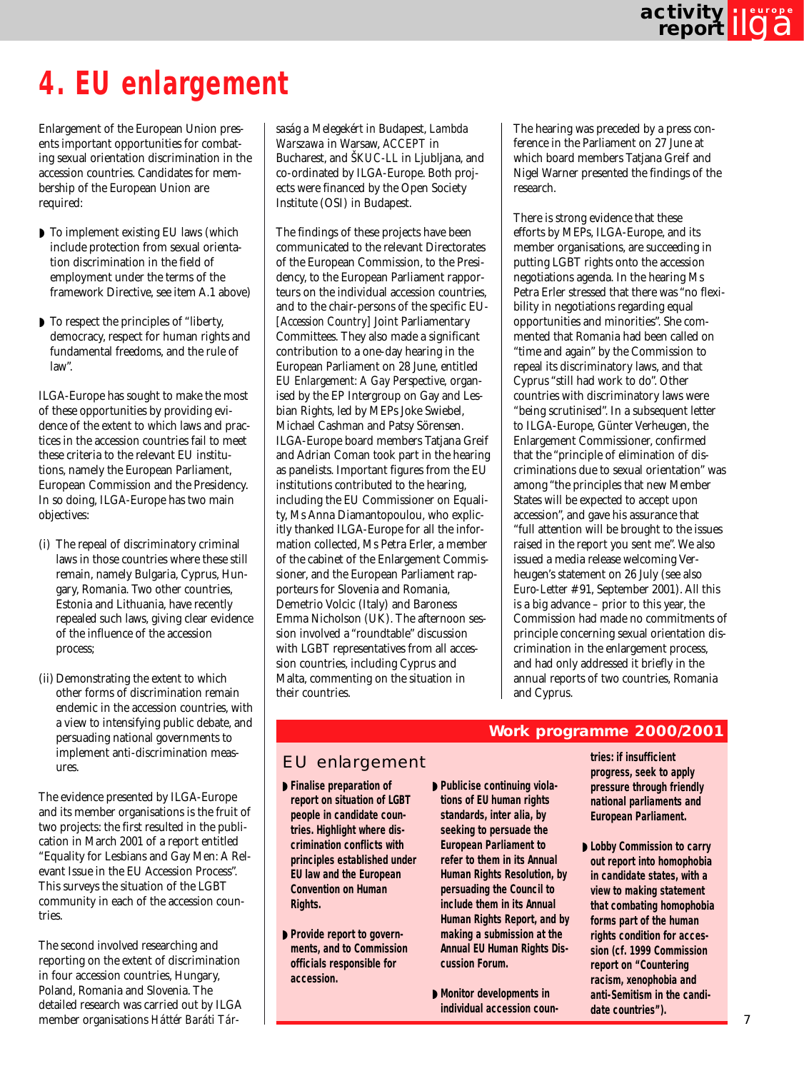# 4. EU enlargement

Enlargement of the European Union presents important opportunities for combating sexual orientation discrimination in the accession countries. Candidates for membership of the European Union are required:

- To implement existing EU laws (which include protection from sexual orientation discrimination in the field of employment under the terms of the framework Directive, see item A.1 above)
- To respect the principles of "liberty, democracy, respect for human rights and fundamental freedoms, and the rule of law".

ILGA-Europe has sought to make the most of these opportunities by providing evidence of the extent to which laws and practices in the accession countries fail to meet these criteria to the relevant EU institutions, namely the European Parliament, European Commission and the Presidency. In so doing, ILGA-Europe has two main objectives:

(i) The repeal of discriminatory criminal laws in those countries where these still remain, namely Bulgaria, Cyprus, Hungary, Romania. Two other countries, Estonia and Lithuania, have recently repealed such laws, giving clear evidence of the influence of the accession process;

(ii) Demonstrating the extent to which other forms of discrimination remain endemic in the accession countries, with a view to intensifying public debate, and persuading national governments to implement anti-discrimination measures.

The evidence presented by ILGA-Europe and its member organisations is the fruit of two projects: the first resulted in the publication in March 2001 of a report entitled "Equality for Lesbians and Gay Men: A Relevant Issue in the EU Accession Process". This surveys the situation of the LGBT community in each of the accession countries.

The second involved researching and reporting on the extent of discrimination in four accession countries, Hungary, Poland, Romania and Slovenia. The detailed research was carried out by ILGA member organisations *Háttér Baráti Társaság a Melegekért* in Budapest, *Lambda Warszawa* in Warsaw, ACCEPT in Bucharest, and ŠKUC-LL in Ljubljana, and co-ordinated by ILGA-Europe. Both projects were financed by the Open Society Institute (OSI) in Budapest.

The findings of these projects have been communicated to the relevant Directorates of the European Commission, to the Presidency, to the European Parliament rapporteurs on the individual accession countries, and to the chair-persons of the specific EU-*[Accession Country]* Joint Parliamentary Committees. They also made a significant contribution to a one-day hearing in the European Parliament on 28 June, entitled *EU Enlargement: A Gay Perspective*, organised by the EP Intergroup on Gay and Lesbian Rights, led by MEPs Joke Swiebel, Michael Cashman and Patsy Sörensen. ILGA-Europe board members Tatjana Greif and Adrian Coman took part in the hearing as panelists. Important figures from the EU institutions contributed to the hearing, including the EU Commissioner on Equality, Ms Anna Diamantopoulou, who explicitly thanked ILGA-Europe for all the information collected, Ms Petra Erler, a member of the cabinet of the Enlargement Commissioner, and the European Parliament rapporteurs for Slovenia and Romania, Demetrio Volcic (Italy) and Baroness Emma Nicholson (UK). The afternoon session involved a "roundtable" discussion with LGBT representatives from all accession countries, including Cyprus and Malta, commenting on the situation in their countries.

The hearing was preceded by a press conference in the Parliament on 27 June at which board members Tatjana Greif and Nigel Warner presented the findings of the research.

There is strong evidence that these efforts by MEPs, ILGA-Europe, and its member organisations, are succeeding in putting LGBT rights onto the accession negotiations agenda. In the hearing Ms Petra Erler stressed that there was "no flexibility in negotiations regarding equal opportunities and minorities". She commented that Romania had been called on "time and again" by the Commission to repeal its discriminatory laws, and that Cyprus "still had work to do". Other countries with discriminatory laws were "being scrutinised". In a subsequent letter to ILGA-Europe, Günter Verheugen, the Enlargement Commissioner, confirmed that the "principle of elimination of discriminations due to sexual orientation" was among "the principles that new Member States will be expected to accept upon accession", and gave his assurance that "full attention will be brought to the issues raised in the report you sent me". We also issued a media release welcoming Verheugen's statement on 26 July (see also *Euro-Letter* # 91, September 2001). All this is a big advance – prior to this year, the Commission had made no commitments of principle concerning sexual orientation discrimination in the enlargement process, and had only addressed it briefly in the annual reports of two countries, Romania and Cyprus.

## Work programme 2000/2001

### EU enlargement

- **Finalise preparation of report on situation of LGBT people in candidate countries. Highlight where discrimination conflicts with principles established under EU law and the European Convention on Human Rights.**
- **Provide report to governments, and to Commission officials responsible for accession.**
- **Publicise continuing violations of EU human rights standards, inter alia, by seeking to persuade the European Parliament to refer to them in its Annual Human Rights Resolution, by persuading the Council to include them in its Annual Human Rights Report, and by making a submission at the Annual EU Human Rights Discussion Forum.**
- **Monitor developments in individual accession countries: if insufficient progress, seek to apply pressure through friendly national parliaments and European Parliament.**
- **Lobby Commission to carry out report into homophobia in candidate states, with a view to making statement that combating homophobia forms part of the human rights condition for accession (cf. 1999 Commission report on "Countering racism, xenophobia and anti-Semitism in the candidate countries").**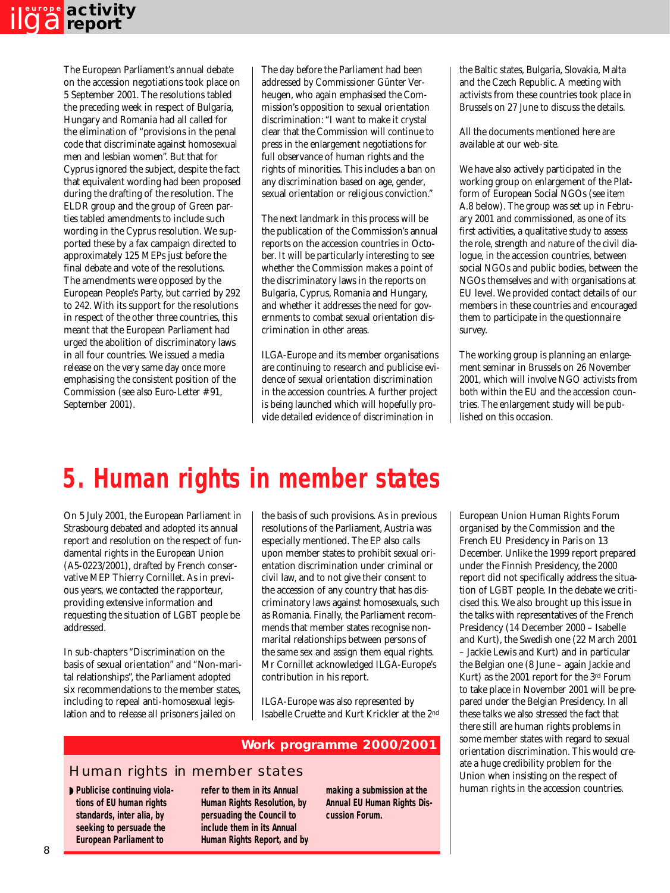The European Parliament's annual debate on the accession negotiations took place on 5 September 2001. The resolutions tabled the preceding week in respect of Bulgaria, Hungary and Romania had all called for the elimination of "provisions in the penal code that discriminate against homosexual men and lesbian women". But that for Cyprus ignored the subject, despite the fact that equivalent wording had been proposed during the drafting of the resolution. The ELDR group and the group of Green parties tabled amendments to include such wording in the Cyprus resolution. We supported these by a fax campaign directed to approximately 125 MEPs just before the final debate and vote of the resolutions. The amendments were opposed by the European People's Party, but carried by 292 to 242. With its support for the resolutions in respect of the other three countries, this meant that the European Parliament had urged the abolition of discriminatory laws in all four countries. We issued a media release on the very same day once more emphasising the consistent position of the Commission (see also Euro-Letter #91, September 2001).

The day before the Parliament had been addressed by Commissioner Günter Verheugen, who again emphasised the Commission's opposition to sexual orientation discrimination: "I want to make it crystal clear that the Commission will continue to press in the enlargement negotiations for full observance of human rights and the rights of minorities. This includes a ban on any discrimination based on age, gender, sexual orientation or religious conviction."

The next landmark in this process will be the publication of the Commission's annual reports on the accession countries in October. It will be particularly interesting to see whether the Commission makes a point of the discriminatory laws in the reports on Bulgaria, Cyprus, Romania and Hungary, and whether it addresses the need for governments to combat sexual orientation discrimination in other areas.

ILGA-Europe and its member organisations are continuing to research and publicise evidence of sexual orientation discrimination in the accession countries. A further project is being launched which will hopefully provide detailed evidence of discrimination in the Baltic states, Bulgaria, Slovakia, Malta and the Czech Republic. A meeting with activists from these countries took place in Brussels on 27 June to discuss the details.

All the documents mentioned here are available at our web-site.

We have also actively participated in the working group on enlargement of the Platform of European Social NGOs (see item A.8 below). The group was set up in February 2001 and commissioned, as one of its first activities, a qualitative study to assess the role, strength and nature of the civil dialogue, in the accession countries, between social NGOs and public bodies, between the NGOs themselves and with organisations at EU level. We provided contact details of our members in these countries and encouraged them to participate in the questionnaire survey.

The working group is planning an enlargement seminar in Brussels on 26 November 2001, which will involve NGO activists from both within the EU and the accession countries. The enlargement study will be published on this occasion.

# 5. Human rights in member states

On 5 July 2001, the European Parliament in Strasbourg debated and adopted its annual report and resolution on the respect of fundamental rights in the European Union (A5-0223/2001), drafted by French conservative MEP Thierry Cornillet. As in previous years, we contacted the rapporteur, providing extensive information and requesting the situation of LGBT people be addressed.

In sub-chapters "Discrimination on the basis of sexual orientation" and "Non-marital relationships", the Parliament adopted six recommendations to the member states, including to repeal anti-homosexual legislation and to release all prisoners jailed on the basis of such provisions. As in previous resolutions of the Parliament, Austria was especially mentioned. The EP also calls upon member states to prohibit sexual orientation discrimination under criminal or civil law, and to not give their consent to the accession of any country that has discriminatory laws against homosexuals, such as Romania. Finally, the Parliament recommends that member states recognise non-marital relationships between persons of the same sex and assign them equal rights. Mr Cornillet acknowledged ILGA-Europe's contribution in his report.

ILGA-Europe was also represented by Isabelle Cruette and Kurt Krickler at the 2nd European Union Human Rights Forum organised by the Commission and the French EU Presidency in Paris on 13 December. Unlike the 1999 report prepared under the Finnish Presidency, the 2000 report did not specifically address the situation of LGBT people. In the debate we criticised this. We also brought up this issue in the talks with representatives of the French Presidency (14 December 2000 – Isabelle and Kurt), the Swedish one (22 March 2001 – Jackie Lewis and Kurt) and in particular the Belgian one (8 June – again Jackie and Kurt) as the 2001 report for the 3rd Forum to take place in November 2001 will be prepared under the Belgian Presidency. In all these talks we also stressed the fact that there still are human rights problems in some member states with regard to sexual orientation discrimination. This would create a huge credibility problem for the Union when insisting on the respect of human rights in the accession countries.

**Work programme 2000/2001**

## Human rights in member states

- **Publicise continuing violations of EU human rights standards, inter alia, by seeking to persuade the European Parliament to refer to them in its Annual Human Rights Resolution, by persuading the Council to include them in its Annual Human Rights Report, and by making a submission at the Annual EU Human Rights Discussion Forum.**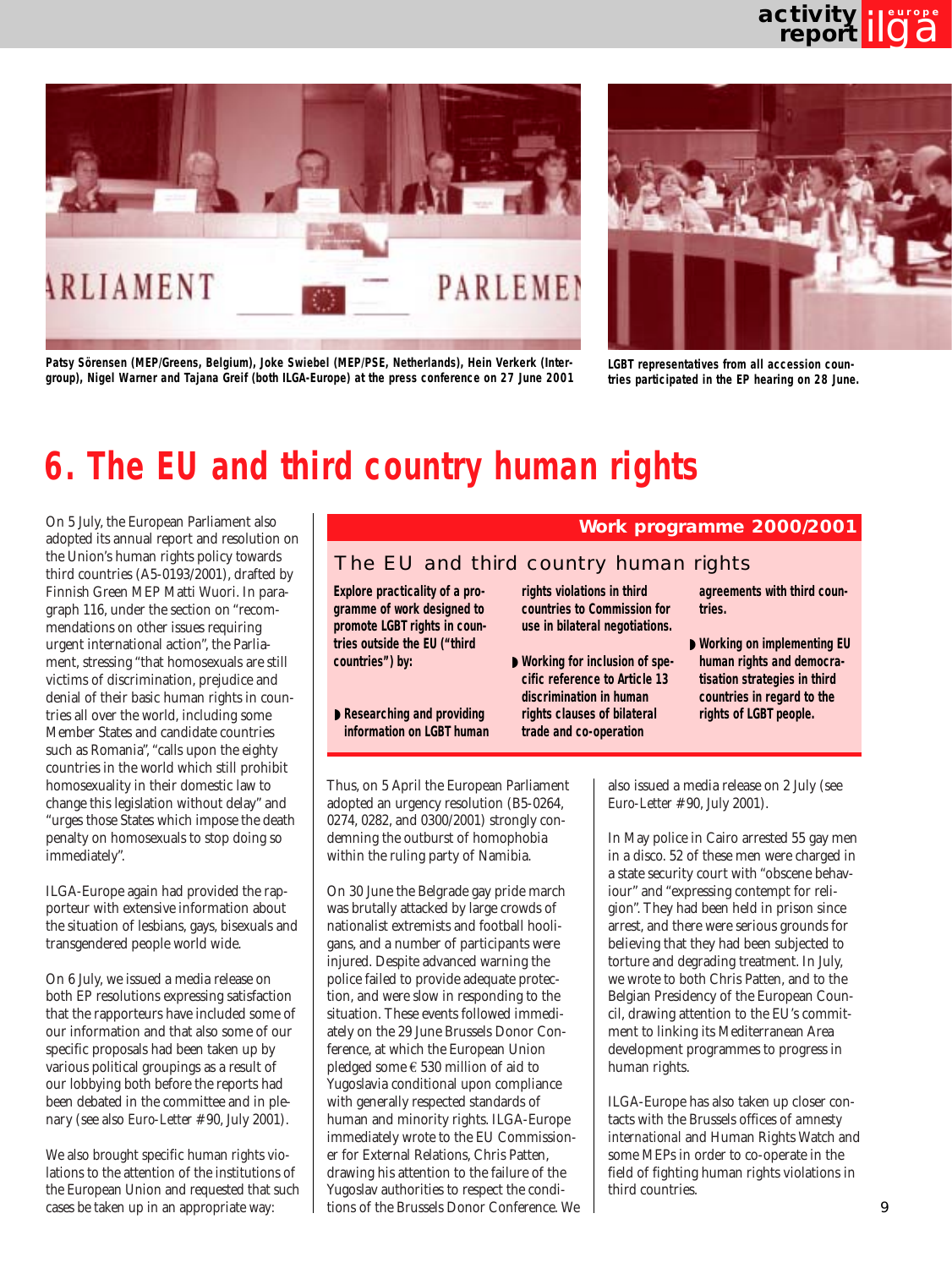Patsy Sörensen (MEP/Greens, Belgium), Joke Swiebel (MEP/PSE, Netherlands), Hein Verkerk (Intergroup), Nigel Warner and Tajana Greif (both ILGA-Europe) at the press conference on 27 June 2001

LGBT representatives from all accession countries participated in the EP hearing on 28 June.

# 6. The EU and third country human rights

On 5 July, the European Parliament also adopted its annual report and resolution on the Union's human rights policy towards third countries (A5-0193/2001), drafted by Finnish Green MEP Matti Wuori. In paragraph 116, under the section on "recommendations on other issues requiring urgent international action", the Parliament, stressing "that homosexuals are still victims of discrimination, prejudice and denial of their basic human rights in countries all over the world, including some Member States and candidate countries such as Romania", "calls upon the eighty countries in the world which still prohibit homosexuality in their domestic law to change this legislation without delay" and "urges those States which impose the death penalty on homosexuals to stop doing so immediately".

ILGA-Europe again had provided the rapporteur with extensive information about the situation of lesbians, gays, bisexuals and transgendered people world wide.

On 6 July, we issued a media release on both EP resolutions expressing satisfaction that the rapporteurs have included some of our information and that also some of our specific proposals had been taken up by various political groupings as a result of our lobbying both before the reports had been debated in the committee and in plenary (see also *Euro-Letter* #90, July 2001).

We also brought specific human rights violations to the attention of the institutions of the European Union and requested that such cases be taken up in an appropriate way:

> **Work programme 2000/2001**
>
> ## The EU and third country human rights
>
> **Explore practicality of a programme of work designed to promote LGBT rights in countries outside the EU ("third countries") by:**
>
> - **Researching and providing information on LGBT human rights violations in third countries to Commission for use in bilateral negotiations.**
> - **Working for inclusion of specific reference to Article 13 discrimination in human rights clauses of bilateral trade and co-operation agreements with third countries.**
> - **Working on implementing EU human rights and democratisation strategies in third countries in regard to the rights of LGBT people.**

Thus, on 5 April the European Parliament adopted an urgency resolution (B5-0264, 0274, 0282, and 0300/2001) strongly condemning the outburst of homophobia within the ruling party of Namibia.

On 30 June the Belgrade gay pride march was brutally attacked by large crowds of nationalist extremists and football hooligans, and a number of participants were injured. Despite advanced warning the police failed to provide adequate protection, and were slow in responding to the situation. These events followed immediately on the 29 June Brussels Donor Conference, at which the European Union pledged some € 530 million of aid to Yugoslavia conditional upon compliance with generally respected standards of human and minority rights. ILGA-Europe immediately wrote to the EU Commissioner for External Relations, Chris Patten, drawing his attention to the failure of the Yugoslav authorities to respect the conditions of the Brussels Donor Conference. We also issued a media release on 2 July (see *Euro-Letter* #90, July 2001).

In May police in Cairo arrested 55 gay men in a disco. 52 of these men were charged in a state security court with "obscene behaviour" and "expressing contempt for religion". They had been held in prison since arrest, and there were serious grounds for believing that they had been subjected to torture and degrading treatment. In July, we wrote to both Chris Patten, and to the Belgian Presidency of the European Council, drawing attention to the EU's commitment to linking its Mediterranean Area development programmes to progress in human rights.

ILGA-Europe has also taken up closer contacts with the Brussels offices of *amnesty international* and Human Rights Watch and some MEPs in order to co-operate in the field of fighting human rights violations in third countries.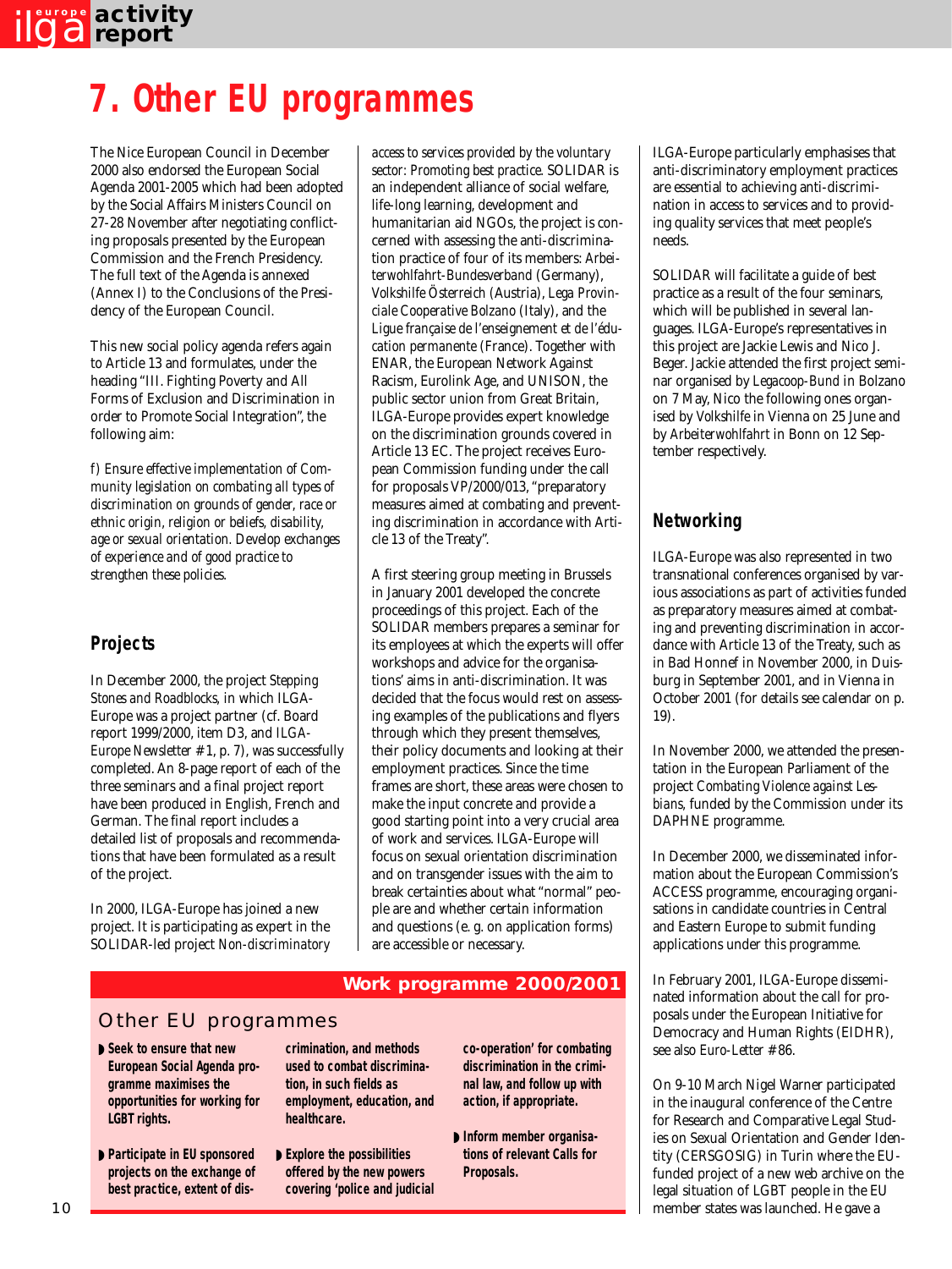# 7. Other EU programmes

The Nice European Council in December 2000 also endorsed the European Social Agenda 2001-2005 which had been adopted by the Social Affairs Ministers Council on 27-28 November after negotiating conflicting proposals presented by the European Commission and the French Presidency. The full text of the Agenda is annexed (Annex I) to the Conclusions of the Presidency of the European Council.

This new social policy agenda refers again to Article 13 and formulates, under the heading "III. Fighting Poverty and All Forms of Exclusion and Discrimination in order to Promote Social Integration", the following aim:

*f) Ensure effective implementation of Community legislation on combating all types of discrimination on grounds of gender, race or ethnic origin, religion or beliefs, disability, age or sexual orientation. Develop exchanges of experience and of good practice to strengthen these policies.*

## Projects

In December 2000, the project *Stepping Stones and Roadblocks*, in which ILGA-Europe was a project partner (cf. Board report 1999/2000, item D3, and *ILGA-Europe Newsletter* #1, p. 7), was successfully completed. An 8-page report of each of the three seminars and a final project report have been produced in English, French and German. The final report includes a detailed list of proposals and recommendations that have been formulated as a result of the project.

In 2000, ILGA-Europe has joined a new project. It is participating as expert in the SOLIDAR-led project *Non-discriminatory access to services provided by the voluntary sector: Promoting best practice*. SOLIDAR is an independent alliance of social welfare, life-long learning, development and humanitarian aid NGOs, the project is concerned with assessing the anti-discrimination practice of four of its members: *Arbeiterwohlfahrt-Bundesverband* (Germany), *Volkshilfe Österreich* (Austria), *Lega Provinciale Cooperative Bolzano* (Italy), and the *Ligue française de l'enseignement et de l'éducation permanente* (France). Together with ENAR, the European Network Against Racism, Eurolink Age, and UNISON, the public sector union from Great Britain, ILGA-Europe provides expert knowledge on the discrimination grounds covered in Article 13 EC. The project receives European Commission funding under the call for proposals VP/2000/013, "preparatory measures aimed at combating and preventing discrimination in accordance with Article 13 of the Treaty".

A first steering group meeting in Brussels in January 2001 developed the concrete proceedings of this project. Each of the SOLIDAR members prepares a seminar for its employees at which the experts will offer workshops and advice for the organisations' aims in anti-discrimination. It was decided that the focus would rest on assessing examples of the publications and flyers through which they present themselves, their policy documents and looking at their employment practices. Since the time frames are short, these areas were chosen to make the input concrete and provide a good starting point into a very crucial area of work and services. ILGA-Europe will focus on sexual orientation discrimination and on transgender issues with the aim to break certainties about what "normal" people are and whether certain information and questions (e. g. on application forms) are accessible or necessary.

ILGA-Europe particularly emphasises that anti-discriminatory employment practices are essential to achieving anti-discrimination in access to services and to providing quality services that meet people's needs.

SOLIDAR will facilitate a guide of best practice as a result of the four seminars, which will be published in several languages. ILGA-Europe's representatives in this project are Jackie Lewis and Nico J. Beger. Jackie attended the first project seminar organised by *Legacoop-Bund* in Bolzano on 7 May, Nico the following ones organised by *Volkshilfe* in Vienna on 25 June and by *Arbeiterwohlfahrt* in Bonn on 12 September respectively.

## Networking

ILGA-Europe was also represented in two transnational conferences organised by various associations as part of activities funded as preparatory measures aimed at combating and preventing discrimination in accordance with Article 13 of the Treaty, such as in Bad Honnef in November 2000, in Duisburg in September 2001, and in Vienna in October 2001 (for details see calendar on p. 19).

In November 2000, we attended the presentation in the European Parliament of the project *Combating Violence against Lesbians*, funded by the Commission under its DAPHNE programme.

In December 2000, we disseminated information about the European Commission's ACCESS programme, encouraging organisations in candidate countries in Central and Eastern Europe to submit funding applications under this programme.

In February 2001, ILGA-Europe disseminated information about the call for proposals under the European Initiative for Democracy and Human Rights (EIDHR), see also *Euro-Letter* #86.

On 9-10 March Nigel Warner participated in the inaugural conference of the Centre for Research and Comparative Legal Studies on Sexual Orientation and Gender Identity (CERSGOSIG) in Turin where the EU-funded project of a new web archive on the legal situation of LGBT people in the EU member states was launched. He gave a

---

**Work programme 2000/2001**

### Other EU programmes

- **Seek to ensure that new European Social Agenda programme maximises the opportunities for working for LGBT rights.**
- **Participate in EU sponsored projects on the exchange of best practice, extent of discrimination, and methods used to combat discrimination, in such fields as employment, education, and healthcare.**
- **Explore the possibilities offered by the new powers covering 'police and judicial co-operation' for combating discrimination in the criminal law, and follow up with action, if appropriate.**
- **Inform member organisations of relevant Calls for Proposals.**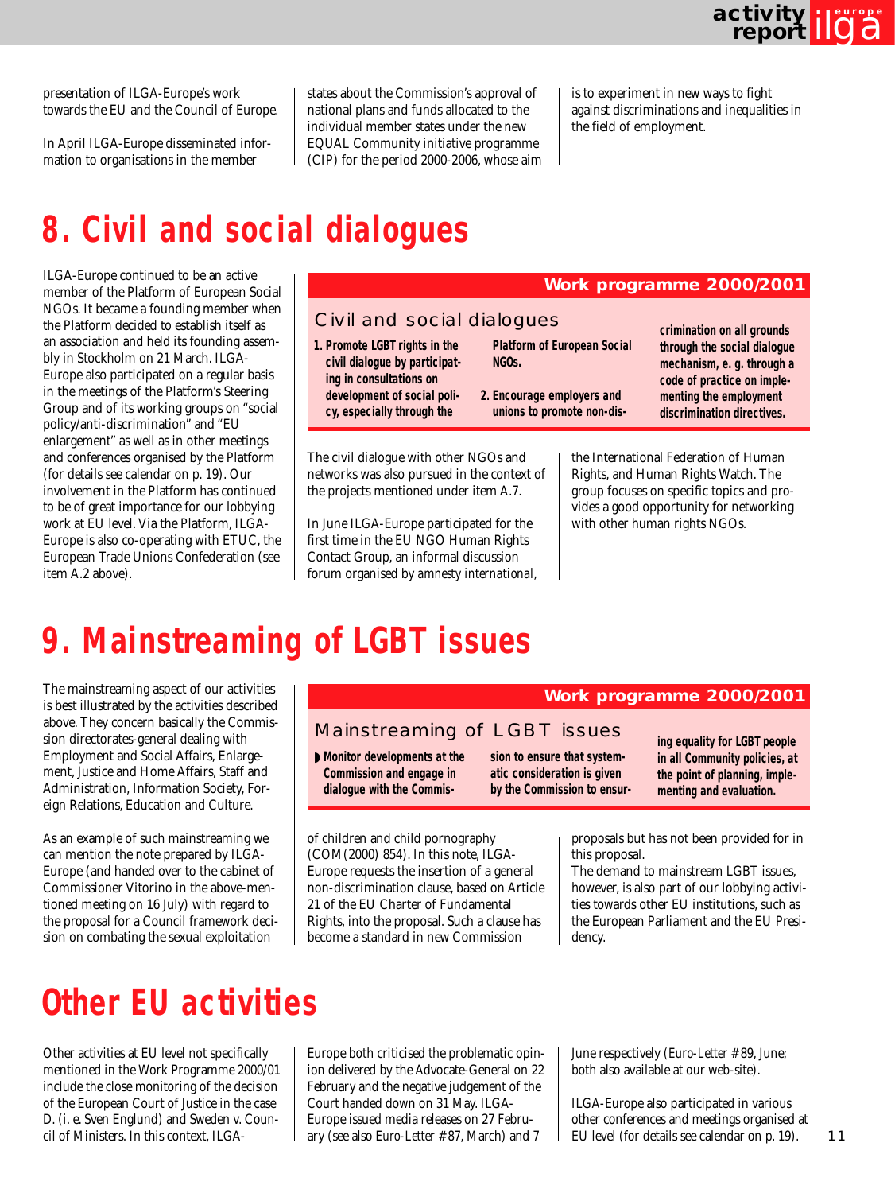presentation of ILGA-Europe's work towards the EU and the Council of Europe.

In April ILGA-Europe disseminated information to organisations in the member states about the Commission's approval of national plans and funds allocated to the individual member states under the new EQUAL Community initiative programme (CIP) for the period 2000-2006, whose aim is to experiment in new ways to fight against discriminations and inequalities in the field of employment.

# 8. Civil and social dialogues

ILGA-Europe continued to be an active member of the Platform of European Social NGOs. It became a founding member when the Platform decided to establish itself as an association and held its founding assembly in Stockholm on 21 March. ILGA-Europe also participated on a regular basis in the meetings of the Platform's Steering Group and of its working groups on "social policy/anti-discrimination" and "EU enlargement" as well as in other meetings and conferences organised by the Platform (for details see calendar on p. 19). Our involvement in the Platform has continued to be of great importance for our lobbying work at EU level. Via the Platform, ILGA-Europe is also co-operating with ETUC, the European Trade Unions Confederation (see item A.2 above).

**Work programme 2000/2001**

## Civil and social dialogues

**1. Promote LGBT rights in the civil dialogue by participating in consultations on development of social policy, especially through the Platform of European Social NGOs.**

**2. Encourage employers and unions to promote non-discrimination on all grounds through the social dialogue mechanism, e. g. through a code of practice on implementing the employment discrimination directives.**

The civil dialogue with other NGOs and networks was also pursued in the context of the projects mentioned under item A.7.

In June ILGA-Europe participated for the first time in the EU NGO Human Rights Contact Group, an informal discussion forum organised by *amnesty international*, the International Federation of Human Rights, and Human Rights Watch. The group focuses on specific topics and provides a good opportunity for networking with other human rights NGOs.

# 9. Mainstreaming of LGBT issues

The mainstreaming aspect of our activities is best illustrated by the activities described above. They concern basically the Commission directorates-general dealing with Employment and Social Affairs, Enlargement, Justice and Home Affairs, Staff and Administration, Information Society, Foreign Relations, Education and Culture.

**Work programme 2000/2001**

## Mainstreaming of LGBT issues

- **Monitor developments at the Commission and engage in dialogue with the Commission to ensure that systematic consideration is given by the Commission to ensuring equality for LGBT people in all Community policies, at the point of planning, implementing and evaluation.**

As an example of such mainstreaming we can mention the note prepared by ILGA-Europe (and handed over to the cabinet of Commissioner Vitorino in the above-mentioned meeting on 16 July) with regard to the proposal for a Council framework decision on combating the sexual exploitation of children and child pornography (COM(2000) 854). In this note, ILGA-Europe requests the insertion of a general non-discrimination clause, based on Article 21 of the EU Charter of Fundamental Rights, into the proposal. Such a clause has become a standard in new Commission proposals but has not been provided for in this proposal.

The demand to mainstream LGBT issues, however, is also part of our lobbying activities towards other EU institutions, such as the European Parliament and the EU Presidency.

# Other EU activities

Other activities at EU level not specifically mentioned in the Work Programme 2000/01 include the close monitoring of the decision of the European Court of Justice in the case D. (i. e. Sven Englund) and Sweden v. Council of Ministers. In this context, ILGA-Europe both criticised the problematic opinion delivered by the Advocate-General on 22 February and the negative judgement of the Court handed down on 31 May. ILGA-Europe issued media releases on 27 February (see also *Euro-Letter* # 87, March) and 7 June respectively (*Euro-Letter* # 89, June; both also available at our web-site).

ILGA-Europe also participated in various other conferences and meetings organised at EU level (for details see calendar on p. 19).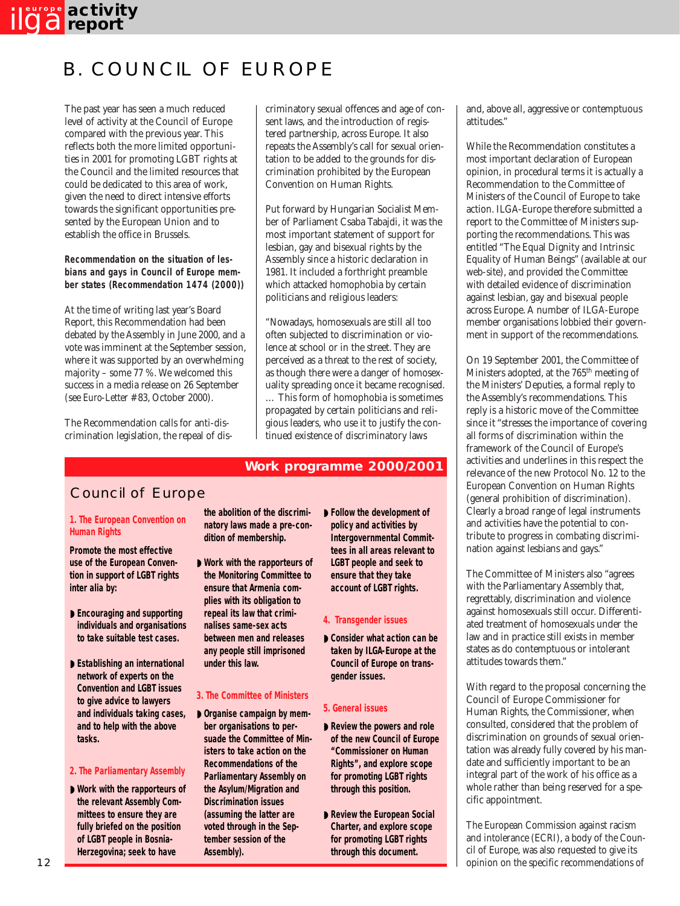# B. COUNCIL OF EUROPE

The past year has seen a much reduced level of activity at the Council of Europe compared with the previous year. This reflects both the more limited opportunities in 2001 for promoting LGBT rights at the Council and the limited resources that could be dedicated to this area of work, given the need to direct intensive efforts towards the significant opportunities presented by the European Union and to establish the office in Brussels.

**Recommendation on the situation of lesbians and gays in Council of Europe member states (Recommendation 1474 (2000))**

At the time of writing last year's Board Report, this Recommendation had been debated by the Assembly in June 2000, and a vote was imminent at the September session, where it was supported by an overwhelming majority – some 77 %. We welcomed this success in a media release on 26 September (see *Euro-Letter* #83, October 2000).

The Recommendation calls for anti-discrimination legislation, the repeal of discriminatory sexual offences and age of consent laws, and the introduction of registered partnership, across Europe. It also repeats the Assembly's call for sexual orientation to be added to the grounds for discrimination prohibited by the European Convention on Human Rights.

Put forward by Hungarian Socialist Member of Parliament Csaba Tabajdi, it was the most important statement of support for lesbian, gay and bisexual rights by the Assembly since a historic declaration in 1981. It included a forthright preamble which attacked homophobia by certain politicians and religious leaders:

"Nowadays, homosexuals are still all too often subjected to discrimination or violence at school or in the street. They are perceived as a threat to the rest of society, as though there were a danger of homosexuality spreading once it became recognised. … This form of homophobia is sometimes propagated by certain politicians and religious leaders, who use it to justify the continued existence of discriminatory laws and, above all, aggressive or contemptuous attitudes."

While the Recommendation constitutes a most important declaration of European opinion, in procedural terms it is actually a Recommendation to the Committee of Ministers of the Council of Europe to take action. ILGA-Europe therefore submitted a report to the Committee of Ministers supporting the recommendations. This was entitled "The Equal Dignity and Intrinsic Equality of Human Beings" (available at our web-site), and provided the Committee with detailed evidence of discrimination against lesbian, gay and bisexual people across Europe. A number of ILGA-Europe member organisations lobbied their government in support of the recommendations.

On 19 September 2001, the Committee of Ministers adopted, at the 765th meeting of the Ministers' Deputies, a formal reply to the Assembly's recommendations. This reply is a historic move of the Committee since it "stresses the importance of covering all forms of discrimination within the framework of the Council of Europe's activities and underlines in this respect the relevance of the new Protocol No. 12 to the European Convention on Human Rights (general prohibition of discrimination). Clearly a broad range of legal instruments and activities have the potential to contribute to progress in combating discrimination against lesbians and gays."

The Committee of Ministers also "agrees with the Parliamentary Assembly that, regrettably, discrimination and violence against homosexuals still occur. Differentiated treatment of homosexuals under the law and in practice still exists in member states as do contemptuous or intolerant attitudes towards them."

With regard to the proposal concerning the Council of Europe Commissioner for Human Rights, the Commissioner, when consulted, considered that the problem of discrimination on grounds of sexual orientation was already fully covered by his mandate and sufficiently important to be an integral part of the work of his office as a whole rather than being reserved for a specific appointment.

The European Commission against racism and intolerance (ECRI), a body of the Council of Europe, was also requested to give its opinion on the specific recommendations of

---

**Work programme 2000/2001**

## Council of Europe

**1. The European Convention on Human Rights**

**Promote the most effective use of the European Convention in support of LGBT rights inter alia by:**

- **Encouraging and supporting individuals and organisations to take suitable test cases.**
- **Establishing an international network of experts on the Convention and LGBT issues to give advice to lawyers and individuals taking cases, and to help with the above tasks.**

**2. The Parliamentary Assembly**

- **Work with the rapporteurs of the relevant Assembly Committees to ensure they are fully briefed on the position of LGBT people in Bosnia-Herzegovina; seek to have the abolition of the discriminatory laws made a pre-condition of membership.**
- **Work with the rapporteurs of the Monitoring Committee to ensure that Armenia complies with its obligation to repeal its law that criminalises same-sex acts between men and releases any people still imprisoned under this law.**

**3. The Committee of Ministers**

- **Organise campaign by member organisations to persuade the Committee of Ministers to take action on the Recommendations of the Parliamentary Assembly on the Asylum/Migration and Discrimination issues (assuming the latter are voted through in the September session of the Assembly).**
- **Follow the development of policy and activities by Intergovernmental Committees in all areas relevant to LGBT people and seek to ensure that they take account of LGBT rights.**

**4. Transgender issues**

- **Consider what action can be taken by ILGA-Europe at the Council of Europe on transgender issues.**

**5. General issues**

- **Review the powers and role of the new Council of Europe "Commissioner on Human Rights", and explore scope for promoting LGBT rights through this position.**
- **Review the European Social Charter, and explore scope for promoting LGBT rights through this document.**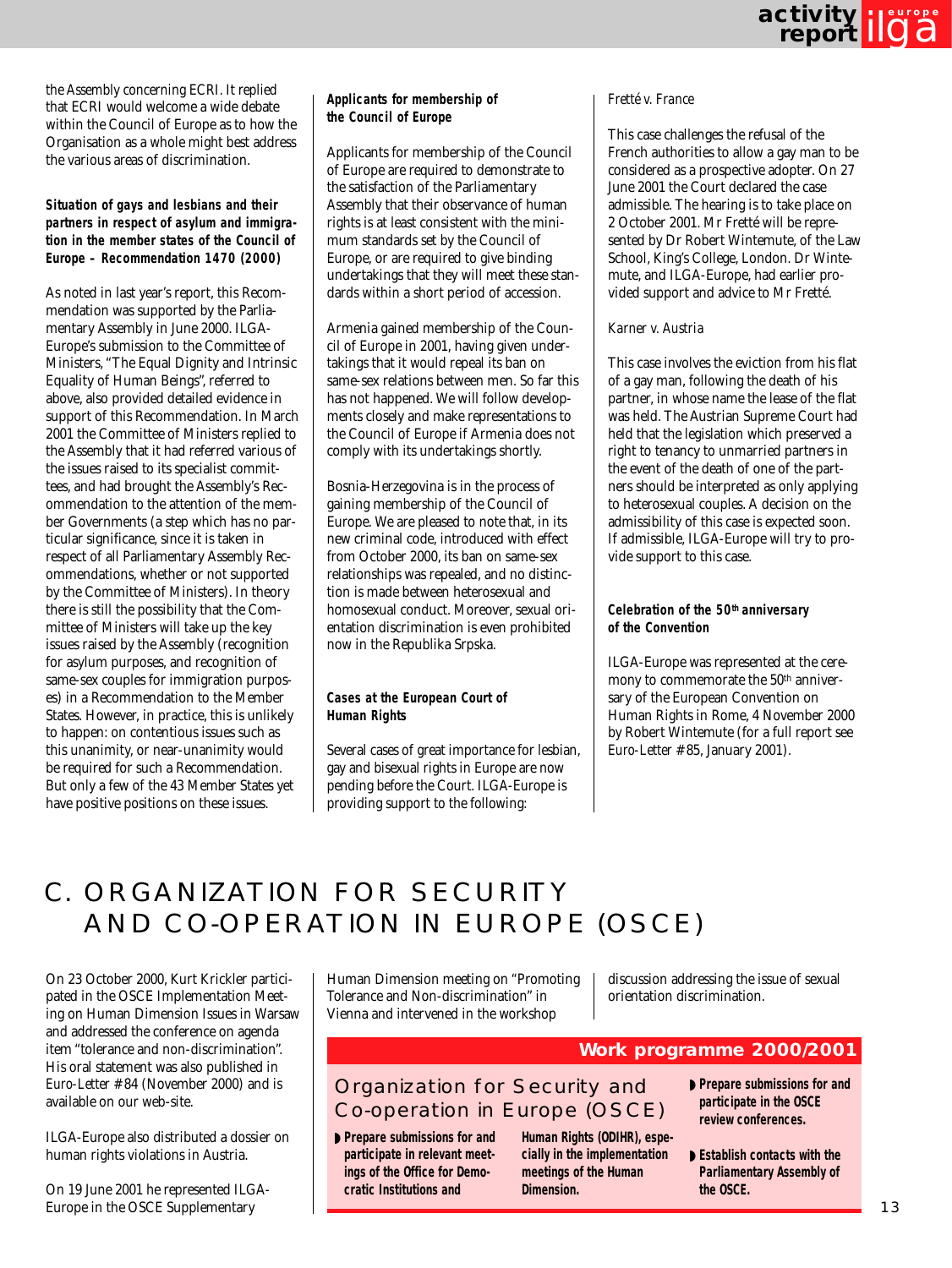the Assembly concerning ECRI. It replied that ECRI would welcome a wide debate within the Council of Europe as to how the Organisation as a whole might best address the various areas of discrimination.

**Situation of gays and lesbians and their partners in respect of asylum and immigration in the member states of the Council of Europe – Recommendation 1470 (2000)**

As noted in last year's report, this Recommendation was supported by the Parliamentary Assembly in June 2000. ILGA-Europe's submission to the Committee of Ministers, "The Equal Dignity and Intrinsic Equality of Human Beings", referred to above, also provided detailed evidence in support of this Recommendation. In March 2001 the Committee of Ministers replied to the Assembly that it had referred various of the issues raised to its specialist committees, and had brought the Assembly's Recommendation to the attention of the member Governments (a step which has no particular significance, since it is taken in respect of all Parliamentary Assembly Recommendations, whether or not supported by the Committee of Ministers). In theory there is still the possibility that the Committee of Ministers will take up the key issues raised by the Assembly (recognition for asylum purposes, and recognition of same-sex couples for immigration purposes) in a Recommendation to the Member States. However, in practice, this is unlikely to happen: on contentious issues such as this unanimity, or near-unanimity would be required for such a Recommendation. But only a few of the 43 Member States yet have positive positions on these issues.

**Applicants for membership of the Council of Europe**

Applicants for membership of the Council of Europe are required to demonstrate to the satisfaction of the Parliamentary Assembly that their observance of human rights is at least consistent with the minimum standards set by the Council of Europe, or are required to give binding undertakings that they will meet these standards within a short period of accession.

Armenia gained membership of the Council of Europe in 2001, having given undertakings that it would repeal its ban on same-sex relations between men. So far this has not happened. We will follow developments closely and make representations to the Council of Europe if Armenia does not comply with its undertakings shortly.

Bosnia-Herzegovina is in the process of gaining membership of the Council of Europe. We are pleased to note that, in its new criminal code, introduced with effect from October 2000, its ban on same-sex relationships was repealed, and no distinction is made between heterosexual and homosexual conduct. Moreover, sexual orientation discrimination is even prohibited now in the Republika Srpska.

**Cases at the European Court of Human Rights**

Several cases of great importance for lesbian, gay and bisexual rights in Europe are now pending before the Court. ILGA-Europe is providing support to the following:

*Fretté v. France*

This case challenges the refusal of the French authorities to allow a gay man to be considered as a prospective adopter. On 27 June 2001 the Court declared the case admissible. The hearing is to take place on 2 October 2001. Mr Fretté will be represented by Dr Robert Wintemute, of the Law School, King's College, London. Dr Wintemute, and ILGA-Europe, had earlier provided support and advice to Mr Fretté.

*Karner v. Austria*

This case involves the eviction from his flat of a gay man, following the death of his partner, in whose name the lease of the flat was held. The Austrian Supreme Court had held that the legislation which preserved a right to tenancy to unmarried partners in the event of the death of one of the partners should be interpreted as only applying to heterosexual couples. A decision on the admissibility of this case is expected soon. If admissible, ILGA-Europe will try to provide support to this case.

**Celebration of the 50th anniversary of the Convention**

ILGA-Europe was represented at the ceremony to commemorate the 50th anniversary of the European Convention on Human Rights in Rome, 4 November 2000 by Robert Wintemute (for a full report see *Euro-Letter* #85, January 2001).

# C. ORGANIZATION FOR SECURITY AND CO-OPERATION IN EUROPE (OSCE)

On 23 October 2000, Kurt Krickler participated in the OSCE Implementation Meeting on Human Dimension Issues in Warsaw and addressed the conference on agenda item "tolerance and non-discrimination". His oral statement was also published in *Euro-Letter* #84 (November 2000) and is available on our web-site.

ILGA-Europe also distributed a dossier on human rights violations in Austria.

On 19 June 2001 he represented ILGA-Europe in the OSCE Supplementary Human Dimension meeting on "Promoting Tolerance and Non-discrimination" in Vienna and intervened in the workshop discussion addressing the issue of sexual orientation discrimination.

**Work programme 2000/2001**

## Organization for Security and Co-operation in Europe (OSCE)

- **Prepare submissions for and participate in relevant meetings of the Office for Democratic Institutions and Human Rights (ODIHR), especially in the implementation meetings of the Human Dimension.**
- **Prepare submissions for and participate in the OSCE review conferences.**
- **Establish contacts with the Parliamentary Assembly of the OSCE.**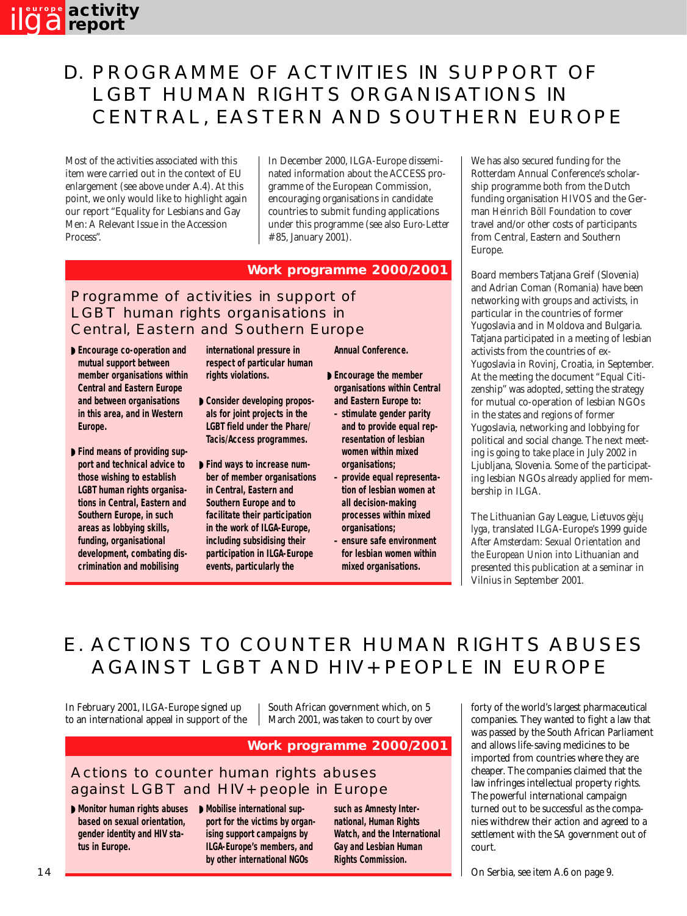# D. PROGRAMME OF ACTIVITIES IN SUPPORT OF LGBT HUMAN RIGHTS ORGANISATIONS IN CENTRAL, EASTERN AND SOUTHERN EUROPE

Most of the activities associated with this item were carried out in the context of EU enlargement (see above under A.4). At this point, we only would like to highlight again our report "Equality for Lesbians and Gay Men: A Relevant Issue in the Accession Process".

In December 2000, ILGA-Europe disseminated information about the ACCESS programme of the European Commission, encouraging organisations in candidate countries to submit funding applications under this programme (see also Euro-Letter #85, January 2001).

**Work programme 2000/2001**

### Programme of activities in support of LGBT human rights organisations in Central, Eastern and Southern Europe

- **Encourage co-operation and mutual support between member organisations within Central and Eastern Europe and between organisations in this area, and in Western Europe.**
- **Find means of providing support and technical advice to those wishing to establish LGBT human rights organisations in Central, Eastern and Southern Europe, in such areas as lobbying skills, funding, organisational development, combating discrimination and mobilising international pressure in respect of particular human rights violations.**
- **Consider developing proposals for joint projects in the LGBT field under the Phare/Tacis/Access programmes.**
- **Find ways to increase number of member organisations in Central, Eastern and Southern Europe and to facilitate their participation in the work of ILGA-Europe, including subsidising their participation in ILGA-Europe events, particularly the Annual Conference.**
- **Encourage the member organisations within Central and Eastern Europe to:**
  - **stimulate gender parity and to provide equal representation of lesbian women within mixed organisations;**
  - **provide equal representation of lesbian women at all decision-making processes within mixed organisations;**
  - **ensure safe environment for lesbian women within mixed organisations.**

We has also secured funding for the Rotterdam Annual Conference's scholarship programme both from the Dutch funding organisation HIVOS and the German *Heinrich Böll Foundation* to cover travel and/or other costs of participants from Central, Eastern and Southern Europe.

Board members Tatjana Greif (Slovenia) and Adrian Coman (Romania) have been networking with groups and activists, in particular in the countries of former Yugoslavia and in Moldova and Bulgaria. Tatjana participated in a meeting of lesbian activists from the countries of ex-Yugoslavia in Rovinj, Croatia, in September. At the meeting the document "Equal Citizenship" was adopted, setting the strategy for mutual co-operation of lesbian NGOs in the states and regions of former Yugoslavia, networking and lobbying for political and social change. The next meeting is going to take place in July 2002 in Ljubljana, Slovenia. Some of the participating lesbian NGOs already applied for membership in ILGA.

The Lithuanian Gay League, *Lietuvos gėjų lyga*, translated ILGA-Europe's 1999 guide *After Amsterdam: Sexual Orientation and the European Union* into Lithuanian and presented this publication at a seminar in Vilnius in September 2001.

# E. ACTIONS TO COUNTER HUMAN RIGHTS ABUSES AGAINST LGBT AND HIV+PEOPLE IN EUROPE

In February 2001, ILGA-Europe signed up to an international appeal in support of the South African government which, on 5 March 2001, was taken to court by over forty of the world's largest pharmaceutical companies. They wanted to fight a law that was passed by the South African Parliament and allows life-saving medicines to be imported from countries where they are cheaper. The companies claimed that the law infringes intellectual property rights. The powerful international campaign turned out to be successful as the companies withdrew their action and agreed to a settlement with the SA government out of court.

**Work programme 2000/2001**

### Actions to counter human rights abuses against LGBT and HIV+people in Europe

- **Monitor human rights abuses based on sexual orientation, gender identity and HIV status in Europe.**
- **Mobilise international support for the victims by organising support campaigns by ILGA-Europe's members, and by other international NGOs such as Amnesty International, Human Rights Watch, and the International Gay and Lesbian Human Rights Commission.**

On Serbia, see item A.6 on page 9.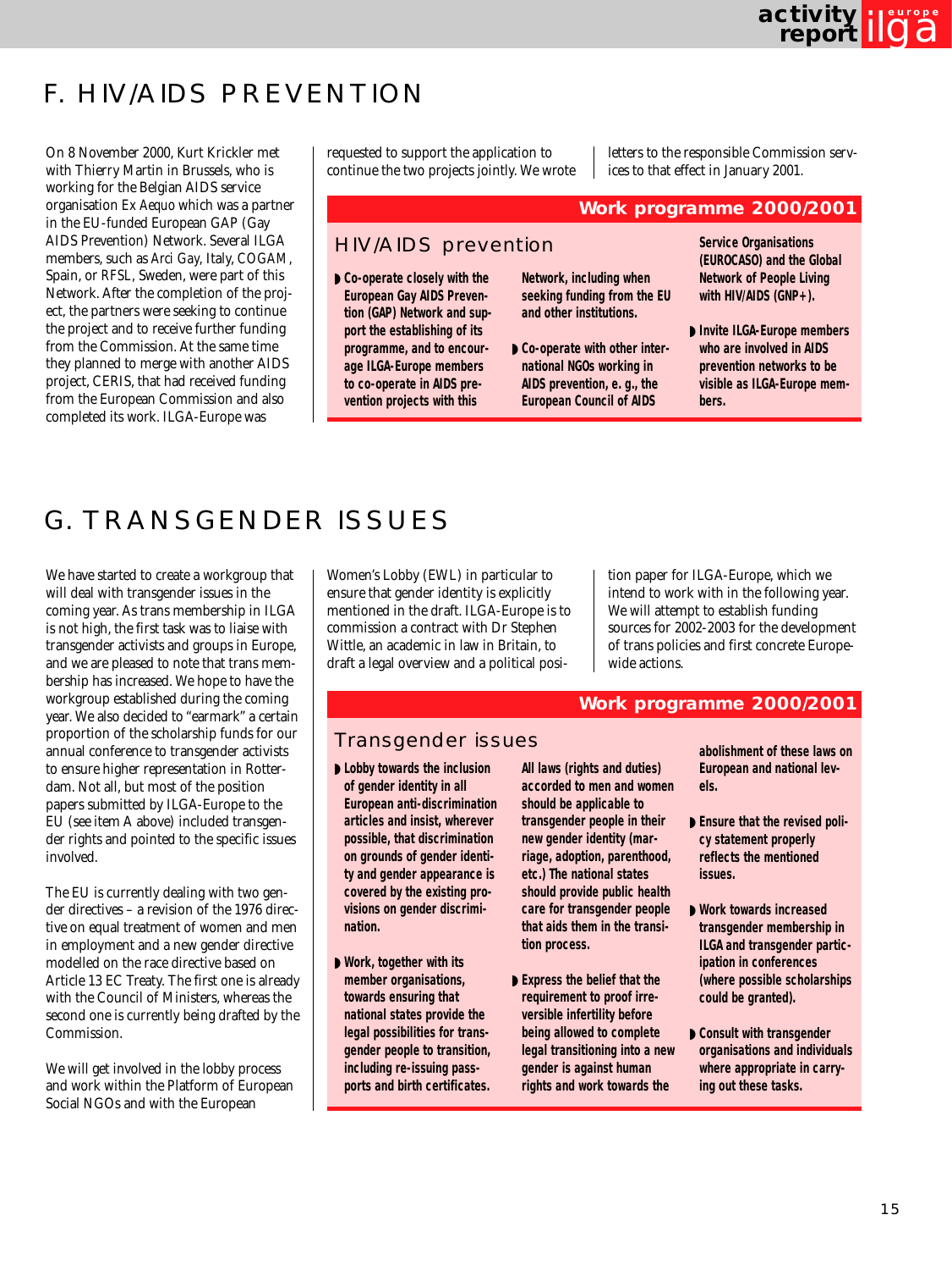# F. HIV/AIDS PREVENTION

On 8 November 2000, Kurt Krickler met with Thierry Martin in Brussels, who is working for the Belgian AIDS service organisation Ex Aequo which was a partner in the EU-funded European GAP (Gay AIDS Prevention) Network. Several ILGA members, such as Arci Gay, Italy, COGAM, Spain, or RFSL, Sweden, were part of this Network. After the completion of the project, the partners were seeking to continue the project and to receive further funding from the Commission. At the same time they planned to merge with another AIDS project, CERIS, that had received funding from the European Commission and also completed its work. ILGA-Europe was requested to support the application to continue the two projects jointly. We wrote letters to the responsible Commission services to that effect in January 2001.

**Work programme 2000/2001**

### HIV/AIDS prevention

- **Co-operate closely with the European Gay AIDS Prevention (GAP) Network and support the establishing of its programme, and to encourage ILGA-Europe members to co-operate in AIDS prevention projects with this Network, including when seeking funding from the EU and other institutions.**
- **Co-operate with other international NGOs working in AIDS prevention, e. g., the European Council of AIDS Service Organisations (EUROCASO) and the Global Network of People Living with HIV/AIDS (GNP+).**
- **Invite ILGA-Europe members who are involved in AIDS prevention networks to be visible as ILGA-Europe members.**

# G. TRANSGENDER ISSUES

We have started to create a workgroup that will deal with transgender issues in the coming year. As trans membership in ILGA is not high, the first task was to liaise with transgender activists and groups in Europe, and we are pleased to note that trans membership has increased. We hope to have the workgroup established during the coming year. We also decided to "earmark" a certain proportion of the scholarship funds for our annual conference to transgender activists to ensure higher representation in Rotterdam. Not all, but most of the position papers submitted by ILGA-Europe to the EU (see item A above) included transgender rights and pointed to the specific issues involved.

The EU is currently dealing with two gender directives – a revision of the 1976 directive on equal treatment of women and men in employment and a new gender directive modelled on the race directive based on Article 13 EC Treaty. The first one is already with the Council of Ministers, whereas the second one is currently being drafted by the Commission.

We will get involved in the lobby process and work within the Platform of European Social NGOs and with the European Women's Lobby (EWL) in particular to ensure that gender identity is explicitly mentioned in the draft. ILGA-Europe is to commission a contract with Dr Stephen Wittle, an academic in law in Britain, to draft a legal overview and a political position paper for ILGA-Europe, which we intend to work with in the following year. We will attempt to establish funding sources for 2002-2003 for the development of trans policies and first concrete Europe-wide actions.

**Work programme 2000/2001**

### Transgender issues

- **Lobby towards the inclusion of gender identity in all European anti-discrimination articles and insist, wherever possible, that discrimination on grounds of gender identity and gender appearance is covered by the existing provisions on gender discrimination.**
- **Work, together with its member organisations, towards ensuring that national states provide the legal possibilities for transgender people to transition, including re-issuing passports and birth certificates. All laws (rights and duties) accorded to men and women should be applicable to transgender people in their new gender identity (marriage, adoption, parenthood, etc.) The national states should provide public health care for transgender people that aids them in the transition process.**
- **Express the belief that the requirement to proof irreversible infertility before being allowed to complete legal transitioning into a new gender is against human rights and work towards the abolishment of these laws on European and national levels.**
- **Ensure that the revised policy statement properly reflects the mentioned issues.**
- **Work towards increased transgender membership in ILGA and transgender participation in conferences (where possible scholarships could be granted).**
- **Consult with transgender organisations and individuals where appropriate in carrying out these tasks.**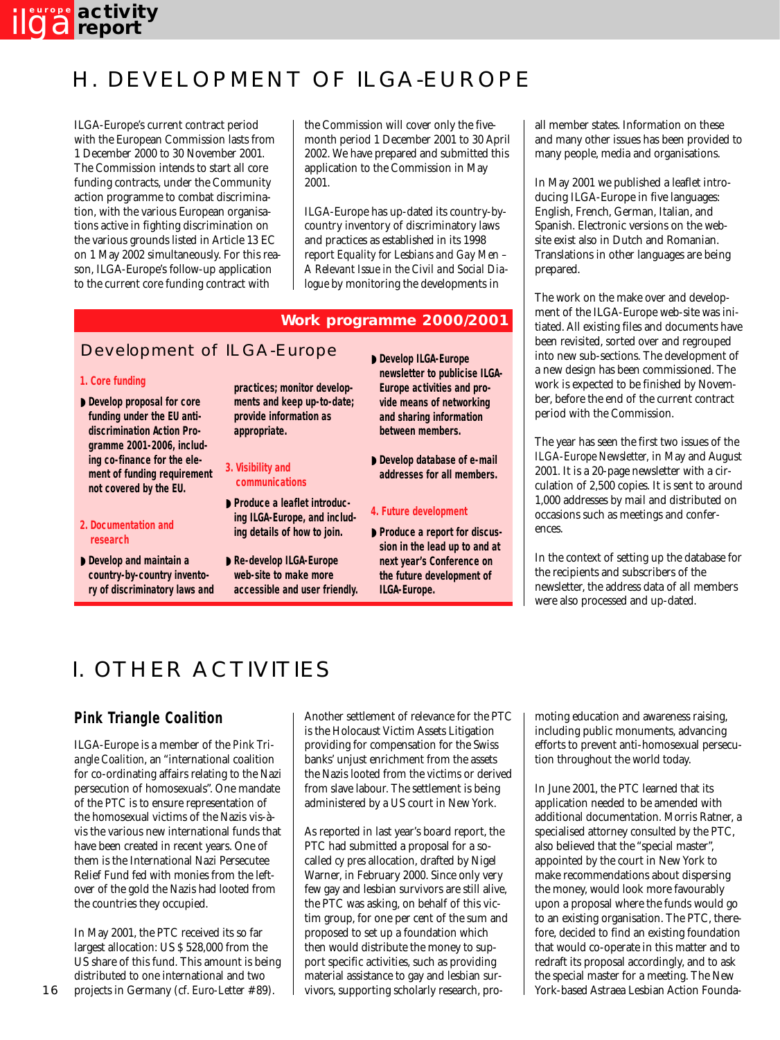# H. DEVELOPMENT OF ILGA-EUROPE

ILGA-Europe's current contract period with the European Commission lasts from 1 December 2000 to 30 November 2001. The Commission intends to start all core funding contracts, under the Community action programme to combat discrimination, with the various European organisations active in fighting discrimination on the various grounds listed in Article 13 EC on 1 May 2002 simultaneously. For this reason, ILGA-Europe's follow-up application to the current core funding contract with the Commission will cover only the five-month period 1 December 2001 to 30 April 2002. We have prepared and submitted this application to the Commission in May 2001.

ILGA-Europe has up-dated its country-by-country inventory of discriminatory laws and practices as established in its 1998 report *Equality for Lesbians and Gay Men – A Relevant Issue in the Civil and Social Dialogue* by monitoring the developments in all member states. Information on these and many other issues has been provided to many people, media and organisations.

In May 2001 we published a leaflet introducing ILGA-Europe in five languages: English, French, German, Italian, and Spanish. Electronic versions on the website exist also in Dutch and Romanian. Translations in other languages are being prepared.

The work on the make over and development of the ILGA-Europe web-site was initiated. All existing files and documents have been revisited, sorted over and regrouped into new sub-sections. The development of a new design has been commissioned. The work is expected to be finished by November, before the end of the current contract period with the Commission.

The year has seen the first two issues of the *ILGA-Europe Newsletter*, in May and August 2001. It is a 20-page newsletter with a circulation of 2,500 copies. It is sent to around 1,000 addresses by mail and distributed on occasions such as meetings and conferences.

In the context of setting up the database for the recipients and subscribers of the newsletter, the address data of all members were also processed and up-dated.

> **Work programme 2000/2001**
>
> ## Development of ILGA-Europe
>
> **1. Core funding**
>
> - **Develop proposal for core funding under the EU anti-discrimination Action Programme 2001-2006, including co-finance for the element of funding requirement not covered by the EU.**
>
> **2. Documentation and research**
>
> - **Develop and maintain a country-by-country inventory of discriminatory laws and practices; monitor developments and keep up-to-date; provide information as appropriate.**
>
> **3. Visibility and communications**
>
> - **Produce a leaflet introducing ILGA-Europe, and including details of how to join.**
> - **Re-develop ILGA-Europe web-site to make more accessible and user friendly.**
> - **Develop ILGA-Europe newsletter to publicise ILGA-Europe activities and provide means of networking and sharing information between members.**
> - **Develop database of e-mail addresses for all members.**
>
> **4. Future development**
>
> - **Produce a report for discussion in the lead up to and at next year's Conference on the future development of ILGA-Europe.**

# I. OTHER ACTIVITIES

## Pink Triangle Coalition

ILGA-Europe is a member of the *Pink Triangle Coalition*, an "international coalition for co-ordinating affairs relating to the Nazi persecution of homosexuals". One mandate of the PTC is to ensure representation of the homosexual victims of the Nazis vis-à-vis the various new international funds that have been created in recent years. One of them is the International Nazi Persecutee Relief Fund fed with monies from the left-over of the gold the Nazis had looted from the countries they occupied.

In May 2001, the PTC received its so far largest allocation: US $ 528,000 from the US share of this fund. This amount is being distributed to one international and two projects in Germany (cf. *Euro-Letter* # 89).

Another settlement of relevance for the PTC is the Holocaust Victim Assets Litigation providing for compensation for the Swiss banks' unjust enrichment from the assets the Nazis looted from the victims or derived from slave labour. The settlement is being administered by a US court in New York.

As reported in last year's board report, the PTC had submitted a proposal for a so-called *cy pres* allocation, drafted by Nigel Warner, in February 2000. Since only very few gay and lesbian survivors are still alive, the PTC was asking, on behalf of this victim group, for one per cent of the sum and proposed to set up a foundation which then would distribute the money to support specific activities, such as providing material assistance to gay and lesbian survivors, supporting scholarly research, promoting education and awareness raising, including public monuments, advancing efforts to prevent anti-homosexual persecution throughout the world today.

In June 2001, the PTC learned that its application needed to be amended with additional documentation. Morris Ratner, a specialised attorney consulted by the PTC, also believed that the "special master", appointed by the court in New York to make recommendations about dispersing the money, would look more favourably upon a proposal where the funds would go to an existing organisation. The PTC, therefore, decided to find an existing foundation that would co-operate in this matter and to redraft its proposal accordingly, and to ask the special master for a meeting. The New York-based Astraea Lesbian Action Founda-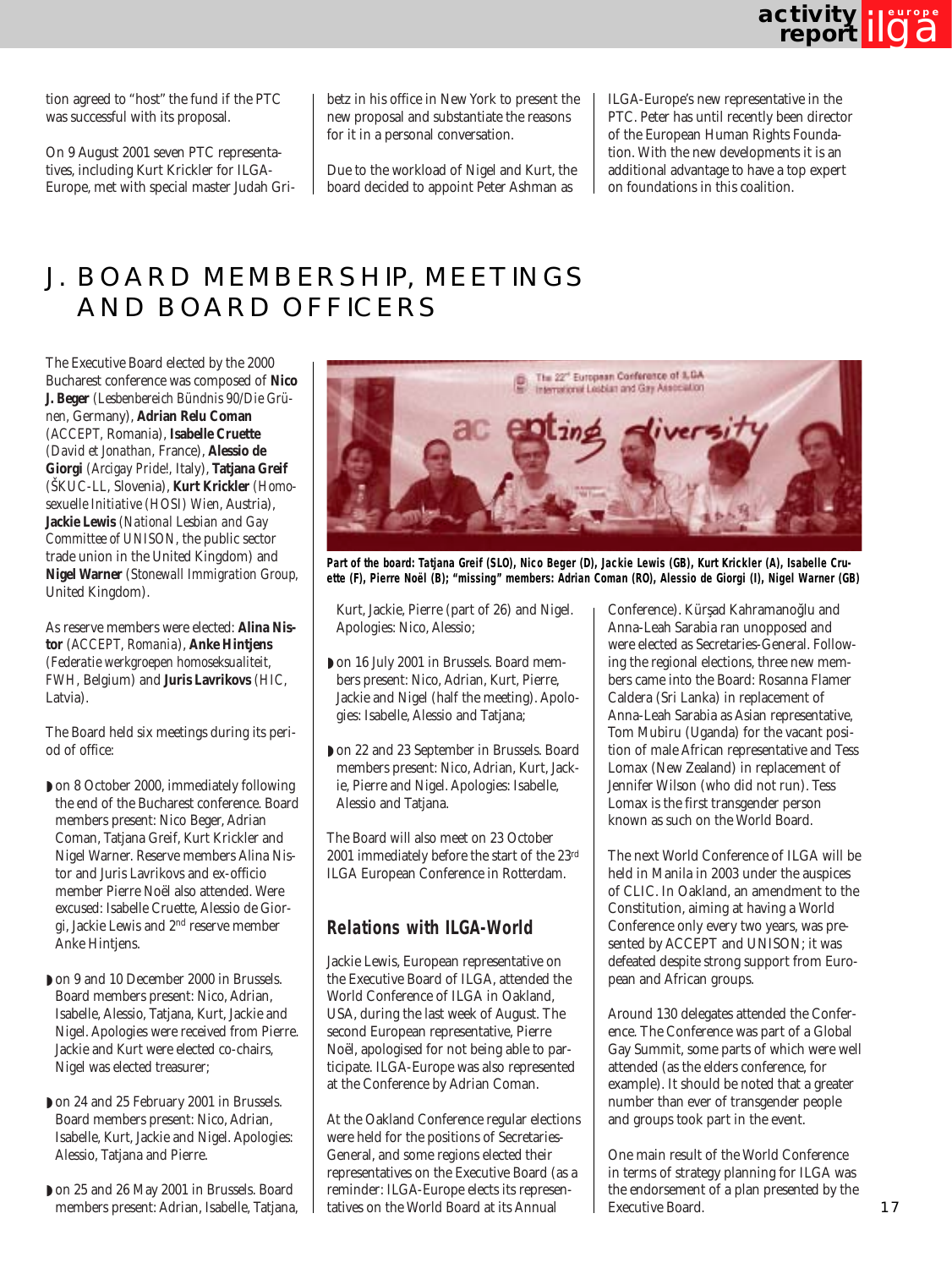tion agreed to "host" the fund if the PTC was successful with its proposal.

On 9 August 2001 seven PTC representatives, including Kurt Krickler for ILGA-Europe, met with special master Judah Gribetz in his office in New York to present the new proposal and substantiate the reasons for it in a personal conversation.

Due to the workload of Nigel and Kurt, the board decided to appoint Peter Ashman as ILGA-Europe's new representative in the PTC. Peter has until recently been director of the European Human Rights Foundation. With the new developments it is an additional advantage to have a top expert on foundations in this coalition.

# J. BOARD MEMBERSHIP, MEETINGS AND BOARD OFFICERS

The Executive Board elected by the 2000 Bucharest conference was composed of **Nico J. Beger** (*Lesbenbereich Bündnis 90/Die Grünen*, Germany), **Adrian Relu Coman** (*ACCEPT*, Romania), **Isabelle Cruette** (*David et Jonathan*, France), **Alessio de Giorgi** (*Arcigay Pride!*, Italy), **Tatjana Greif** (*ŠKUC-LL*, Slovenia), **Kurt Krickler** (*Homosexuelle Initiative (HOSI) Wien*, Austria), **Jackie Lewis** (*National Lesbian and Gay Committee of UNISON*, the public sector trade union in the United Kingdom) and **Nigel Warner** (*Stonewall Immigration Group*, United Kingdom).

As reserve members were elected: **Alina Nistor** (*ACCEPT, Romania*), **Anke Hintjens** (*Federatie werkgroepen homoseksualiteit, FWH*, Belgium) and **Juris Lavrikovs** (*HIC*, Latvia).

The Board held six meetings during its period of office:

- on 8 October 2000, immediately following the end of the Bucharest conference. Board members present: Nico Beger, Adrian Coman, Tatjana Greif, Kurt Krickler and Nigel Warner. Reserve members Alina Nistor and Juris Lavrikovs and ex-officio member Pierre Noël also attended. Were excused: Isabelle Cruette, Alessio de Giorgi, Jackie Lewis and 2nd reserve member Anke Hintjens.
- on 9 and 10 December 2000 in Brussels. Board members present: Nico, Adrian, Isabelle, Alessio, Tatjana, Kurt, Jackie and Nigel. Apologies were received from Pierre. Jackie and Kurt were elected co-chairs, Nigel was elected treasurer;
- on 24 and 25 February 2001 in Brussels. Board members present: Nico, Adrian, Isabelle, Kurt, Jackie and Nigel. Apologies: Alessio, Tatjana and Pierre.
- on 25 and 26 May 2001 in Brussels. Board members present: Adrian, Isabelle, Tatjana, Kurt, Jackie, Pierre (part of 26) and Nigel. Apologies: Nico, Alessio;
- on 16 July 2001 in Brussels. Board members present: Nico, Adrian, Kurt, Pierre, Jackie and Nigel (half the meeting). Apologies: Isabelle, Alessio and Tatjana;
- on 22 and 23 September in Brussels. Board members present: Nico, Adrian, Kurt, Jackie, Pierre and Nigel. Apologies: Isabelle, Alessio and Tatjana.

**Part of the board: Tatjana Greif (SLO), Nico Beger (D), Jackie Lewis (GB), Kurt Krickler (A), Isabelle Cruette (F), Pierre Noël (B); "missing" members: Adrian Coman (RO), Alessio de Giorgi (I), Nigel Warner (GB)**

The Board will also meet on 23 October 2001 immediately before the start of the 23rd ILGA European Conference in Rotterdam.

## Relations with ILGA-World

Jackie Lewis, European representative on the Executive Board of ILGA, attended the World Conference of ILGA in Oakland, USA, during the last week of August. The second European representative, Pierre Noël, apologised for not being able to participate. ILGA-Europe was also represented at the Conference by Adrian Coman.

At the Oakland Conference regular elections were held for the positions of Secretaries-General, and some regions elected their representatives on the Executive Board (as a reminder: ILGA-Europe elects its representatives on the World Board at its Annual Conference). Kürşad Kahramanoğlu and Anna-Leah Sarabia ran unopposed and were elected as Secretaries-General. Following the regional elections, three new members came into the Board: Rosanna Flamer Caldera (Sri Lanka) in replacement of Anna-Leah Sarabia as Asian representative, Tom Mubiru (Uganda) for the vacant position of male African representative and Tess Lomax (New Zealand) in replacement of Jennifer Wilson (who did not run). Tess Lomax is the first transgender person known as such on the World Board.

The next World Conference of ILGA will be held in Manila in 2003 under the auspices of CLIC. In Oakland, an amendment to the Constitution, aiming at having a World Conference only every two years, was presented by ACCEPT and UNISON; it was defeated despite strong support from European and African groups.

Around 130 delegates attended the Conference. The Conference was part of a Global Gay Summit, some parts of which were well attended (as the elders conference, for example). It should be noted that a greater number than ever of transgender people and groups took part in the event.

One main result of the World Conference in terms of strategy planning for ILGA was the endorsement of a plan presented by the Executive Board.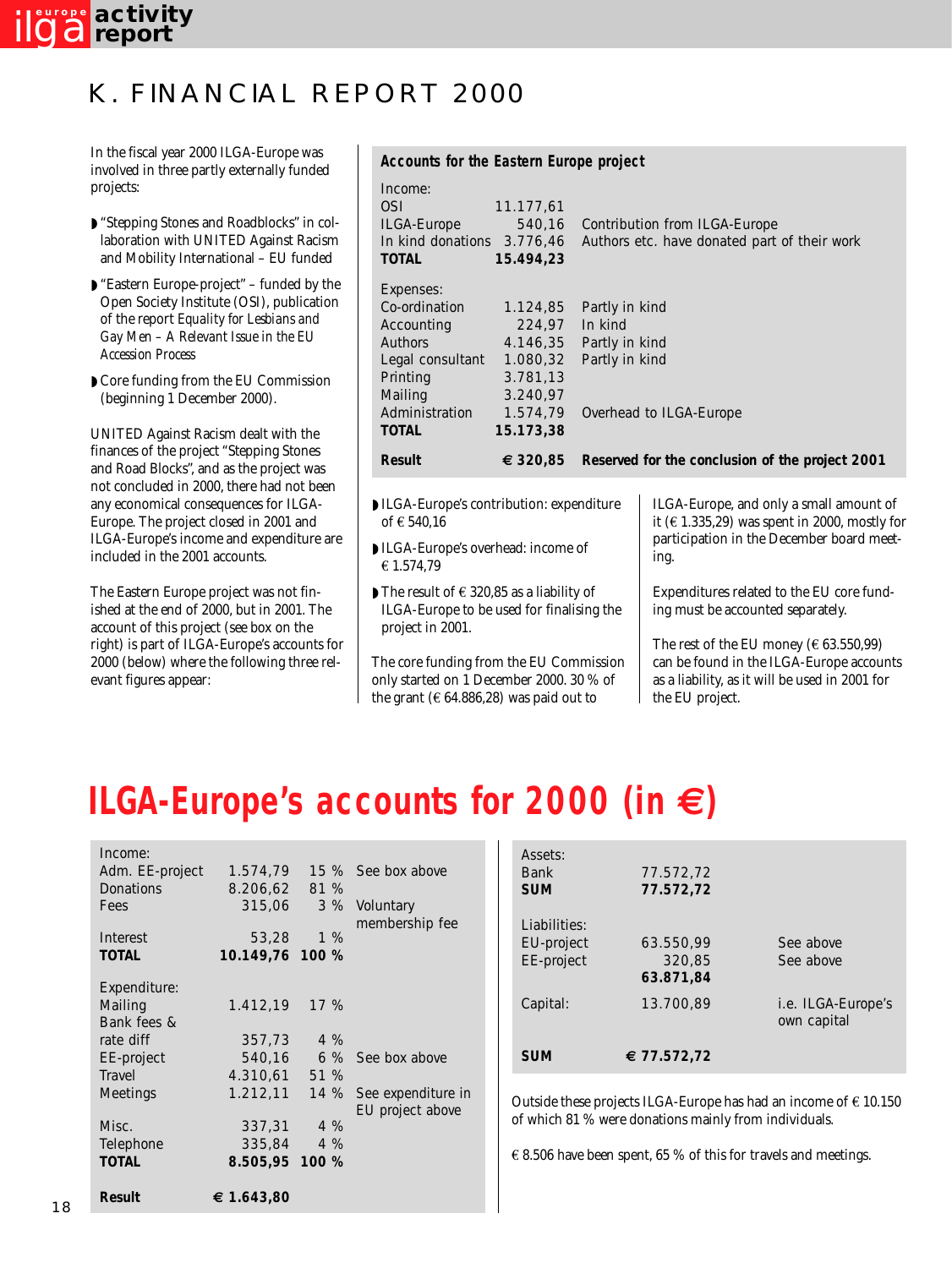# K. FINANCIAL REPORT 2000

In the fiscal year 2000 ILGA-Europe was involved in three partly externally funded projects:

- "Stepping Stones and Roadblocks" in collaboration with UNITED Against Racism and Mobility International – EU funded
- "Eastern Europe-project" – funded by the Open Society Institute (OSI), publication of the report *Equality for Lesbians and Gay Men – A Relevant Issue in the EU Accession Process*
- Core funding from the EU Commission (beginning 1 December 2000).

UNITED Against Racism dealt with the finances of the project "Stepping Stones and Road Blocks", and as the project was not concluded in 2000, there had not been any economical consequences for ILGA-Europe. The project closed in 2001 and ILGA-Europe's income and expenditure are included in the 2001 accounts.

The Eastern Europe project was not finished at the end of 2000, but in 2001. The account of this project (see box on the right) is part of ILGA-Europe's accounts for 2000 (below) where the following three relevant figures appear:

**Accounts for the Eastern Europe project**

| | | |
|---|---|---|
| Income: | | |
| OSI | 11.177,61 | |
| ILGA-Europe | 540,16 | Contribution from ILGA-Europe |
| In kind donations | 3.776,46 | Authors etc. have donated part of their work |
| **TOTAL** | **15.494,23** | |
| Expenses: | | |
| Co-ordination | 1.124,85 | Partly in kind |
| Accounting | 224,97 | In kind |
| Authors | 4.146,35 | Partly in kind |
| Legal consultant | 1.080,32 | Partly in kind |
| Printing | 3.781,13 | |
| Mailing | 3.240,97 | |
| Administration | 1.574,79 | Overhead to ILGA-Europe |
| **TOTAL** | **15.173,38** | |
| **Result** | **€ 320,85** | **Reserved for the conclusion of the project 2001** |

- ILGA-Europe's contribution: expenditure of € 540,16
- ILGA-Europe's overhead: income of € 1.574,79
- The result of € 320,85 as a liability of ILGA-Europe to be used for finalising the project in 2001.

The core funding from the EU Commission only started on 1 December 2000. 30 % of the grant (€ 64.886,28) was paid out to ILGA-Europe, and only a small amount of it (€ 1.335,29) was spent in 2000, mostly for participation in the December board meeting.

Expenditures related to the EU core funding must be accounted separately.

The rest of the EU money (€ 63.550,99) can be found in the ILGA-Europe accounts as a liability, as it will be used in 2001 for the EU project.

# ILGA-Europe's accounts for 2000 (in €)

| | | | |
|---|---|---|---|
| Income: | | | |
| Adm. EE-project | 1.574,79 | 15 % | See box above |
| Donations | 8.206,62 | 81 % | |
| Fees | 315,06 | 3 % | Voluntary membership fee |
| Interest | 53,28 | 1 % | |
| **TOTAL** | **10.149,76** | **100 %** | |
| Expenditure: | | | |
| Mailing | 1.412,19 | 17 % | |
| Bank fees & rate diff | 357,73 | 4 % | |
| EE-project | 540,16 | 6 % | See box above |
| Travel | 4.310,61 | 51 % | |
| Meetings | 1.212,11 | 14 % | See expenditure in EU project above |
| Misc. | 337,31 | 4 % | |
| Telephone | 335,84 | 4 % | |
| **TOTAL** | **8.505,95** | **100 %** | |
| **Result** | **€ 1.643,80** | | |

| | | |
|---|---|---|
| Assets: | | |
| Bank | 77.572,72 | |
| **SUM** | **77.572,72** | |
| Liabilities: | | |
| EU-project | 63.550,99 | See above |
| EE-project | 320,85 | See above |
| | **63.871,84** | |
| Capital: | 13.700,89 | i.e. ILGA-Europe's own capital |
| **SUM** | **€ 77.572,72** | |

Outside these projects ILGA-Europe has had an income of € 10.150 of which 81 % were donations mainly from individuals.

€ 8.506 have been spent, 65 % of this for travels and meetings.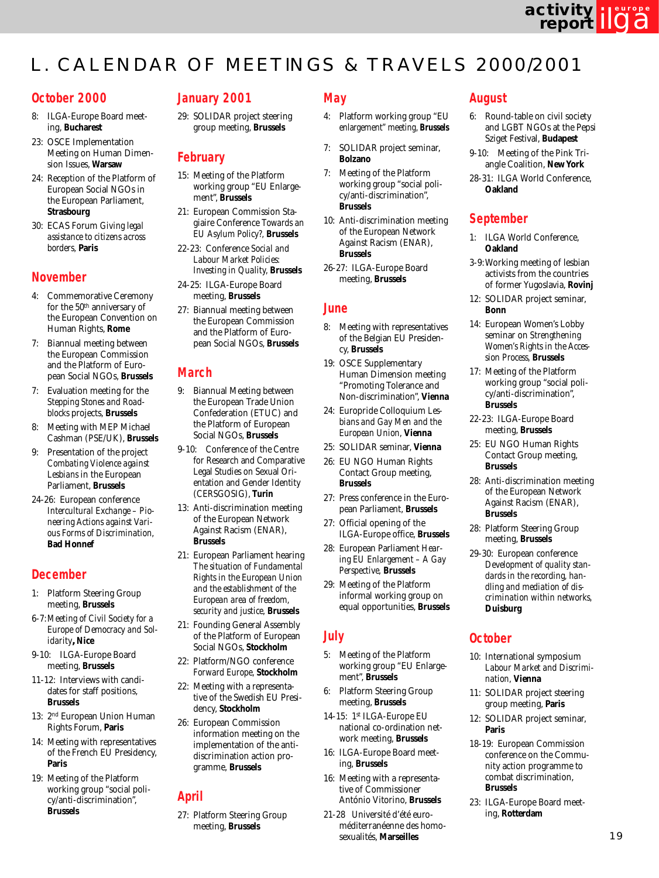# L. CALENDAR OF MEETINGS & TRAVELS 2000/2001

## October 2000

- 8: ILGA-Europe Board meeting, **Bucharest**
- 23: OSCE Implementation Meeting on Human Dimension Issues, **Warsaw**
- 24: Reception of the Platform of European Social NGOs in the European Parliament, **Strasbourg**
- 30: ECAS Forum *Giving legal assistance to citizens across borders*, **Paris**

## November

- 4: Commemorative Ceremony for the 50th anniversary of the European Convention on Human Rights, **Rome**
- 7: Biannual meeting between the European Commission and the Platform of European Social NGOs, **Brussels**
- 7: Evaluation meeting for the *Stepping Stones and Roadblocks* projects, **Brussels**
- 8: Meeting with MEP Michael Cashman (PSE/UK), **Brussels**
- 9: Presentation of the project *Combating Violence against Lesbians* in the European Parliament, **Brussels**
- 24-26: European conference *Intercultural Exchange – Pioneering Actions against Various Forms of Discrimination*, **Bad Honnef**

## December

- 1: Platform Steering Group meeting, **Brussels**
- 6-7: *Meeting of Civil Society for a Europe of Democracy and Solidarity*, **Nice**
- 9-10: ILGA-Europe Board meeting, **Brussels**
- 11-12: Interviews with candidates for staff positions, **Brussels**
- 13: 2nd European Union Human Rights Forum, **Paris**
- 14: Meeting with representatives of the French EU Presidency, **Paris**
- 19: Meeting of the Platform working group "social policy/anti-discrimination", **Brussels**

## January 2001

- 29: SOLIDAR project steering group meeting, **Brussels**

## February

- 15: Meeting of the Platform working group "EU Enlargement", **Brussels**
- 21: European Commission Stagiaire Conference *Towards an EU Asylum Policy?*, **Brussels**
- 22-23: Conference *Social and Labour Market Policies: Investing in Quality*, **Brussels**
- 24-25: ILGA-Europe Board meeting, **Brussels**
- 27: Biannual meeting between the European Commission and the Platform of European Social NGOs, **Brussels**

## March

- 9: Biannual Meeting between the European Trade Union Confederation (ETUC) and the Platform of European Social NGOs, **Brussels**
- 9-10: Conference of the Centre for Research and Comparative Legal Studies on Sexual Orientation and Gender Identity (CERSGOSIG), **Turin**
- 13: Anti-discrimination meeting of the European Network Against Racism (ENAR), **Brussels**
- 21: European Parliament hearing *The situation of Fundamental Rights in the European Union and the establishment of the European area of freedom, security and justice*, **Brussels**
- 21: Founding General Assembly of the Platform of European Social NGOs, **Stockholm**
- 22: Platform/NGO conference *Forward Europe*, **Stockholm**
- 22: Meeting with a representative of the Swedish EU Presidency, **Stockholm**
- 26: European Commission information meeting on the implementation of the anti-discrimination action programme, **Brussels**

## April

- 27: Platform Steering Group meeting, **Brussels**

## May

- 4: Platform working group "EU enlargement" meeting, **Brussels**
- 7: SOLIDAR project seminar, **Bolzano**
- 7: Meeting of the Platform working group "social policy/anti-discrimination", **Brussels**
- 10: Anti-discrimination meeting of the European Network Against Racism (ENAR), **Brussels**
- 26-27: ILGA-Europe Board meeting, **Brussels**

## June

- 8: Meeting with representatives of the Belgian EU Presidency, **Brussels**
- 19: OSCE Supplementary Human Dimension meeting "Promoting Tolerance and Non-discrimination", **Vienna**
- 24: Europride Colloquium *Lesbians and Gay Men and the European Union*, **Vienna**
- 25: SOLIDAR seminar, **Vienna**
- 26: EU NGO Human Rights Contact Group meeting, **Brussels**
- 27: Press conference in the European Parliament, **Brussels**
- 27: Official opening of the ILGA-Europe office, **Brussels**
- 28: European Parliament Hearing *EU Enlargement – A Gay Perspective*, **Brussels**
- 29: Meeting of the Platform informal working group on equal opportunities, **Brussels**

## July

- 5: Meeting of the Platform working group "EU Enlargement", **Brussels**
- 6: Platform Steering Group meeting, **Brussels**
- 14-15: 1st ILGA-Europe EU national co-ordination network meeting, **Brussels**
- 16: ILGA-Europe Board meeting, **Brussels**
- 16: Meeting with a representative of Commissioner António Vitorino, **Brussels**
- 21-28 Université d'été euro-méditerranéenne des homosexualités, **Marseilles**

## August

- 6: Round-table on civil society and LGBT NGOs at the Pepsi Sziget Festival, **Budapest**
- 9-10: Meeting of the Pink Triangle Coalition, **New York**
- 28-31: ILGA World Conference, **Oakland**

## September

- 1: ILGA World Conference, **Oakland**
- 3-9: Working meeting of lesbian activists from the countries of former Yugoslavia, **Rovinj**
- 12: SOLIDAR project seminar, **Bonn**
- 14: European Women's Lobby seminar on *Strengthening Women's Rights in the Accession Process*, **Brussels**
- 17: Meeting of the Platform working group "social policy/anti-discrimination", **Brussels**
- 22-23: ILGA-Europe Board meeting, **Brussels**
- 25: EU NGO Human Rights Contact Group meeting, **Brussels**
- 28: Anti-discrimination meeting of the European Network Against Racism (ENAR), **Brussels**
- 28: Platform Steering Group meeting, **Brussels**
- 29-30: European conference *Development of quality standards in the recording, handling and mediation of discrimination within networks*, **Duisburg**

## October

- 10: International symposium *Labour Market and Discrimination*, **Vienna**
- 11: SOLIDAR project steering group meeting, **Paris**
- 12: SOLIDAR project seminar, **Paris**
- 18-19: European Commission conference on the Community action programme to combat discrimination, **Brussels**
- 23: ILGA-Europe Board meeting, **Rotterdam**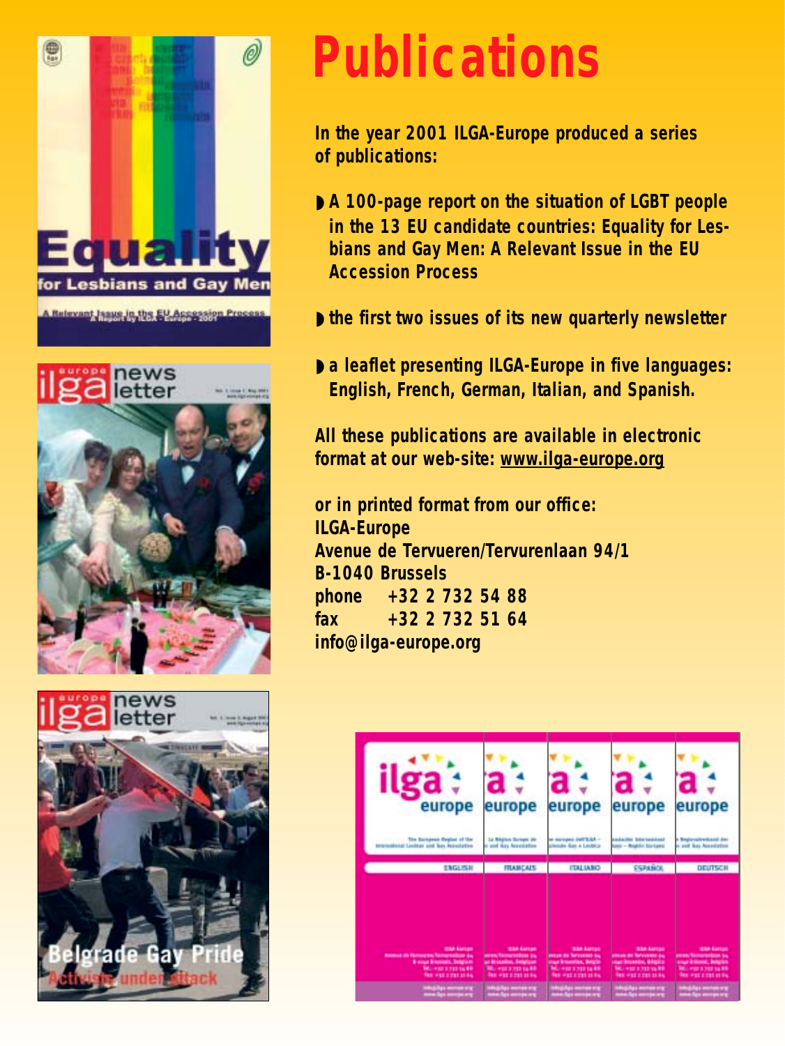# Publications

**In the year 2001 ILGA-Europe produced a series of publications:**

- **A 100-page report on the situation of LGBT people in the 13 EU candidate countries: Equality for Lesbians and Gay Men: A Relevant Issue in the EU Accession Process**
- **the first two issues of its new quarterly newsletter**
- **a leaflet presenting ILGA-Europe in five languages: English, French, German, Italian, and Spanish.**

**All these publications are available in electronic format at our web-site: www.ilga-europe.org**

**or in printed format from our office:**
**ILGA-Europe**
**Avenue de Tervueren/Tervurenlaan 94/1**
**B-1040 Brussels**
**phone +32 2 732 54 88**
**fax +32 2 732 51 64**
**info@ilga-europe.org**